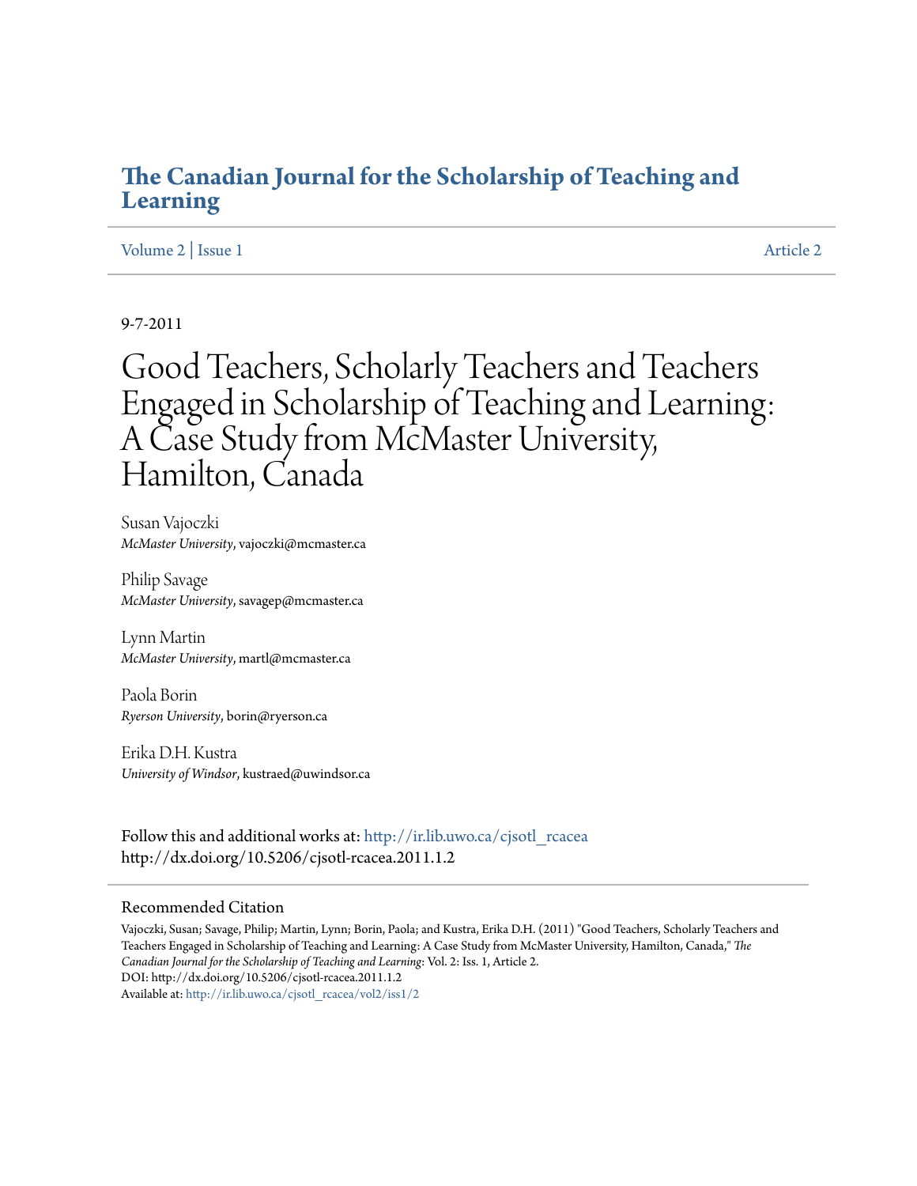# The Canadian Journal for the Scholarship of Teaching and Learning

Volume 2 | Issue 1 | Article 2

9-7-2011

# Good Teachers, Scholarly Teachers and Teachers Engaged in Scholarship of Teaching and Learning: A Case Study from McMaster University, Hamilton, Canada

Susan Vajoczki
*McMaster University*, vajoczki@mcmaster.ca

Philip Savage
*McMaster University*, savagep@mcmaster.ca

Lynn Martin
*McMaster University*, martl@mcmaster.ca

Paola Borin
*Ryerson University*, borin@ryerson.ca

Erika D.H. Kustra
*University of Windsor*, kustraed@uwindsor.ca

Follow this and additional works at: http://ir.lib.uwo.ca/cjsotl_rcacea
http://dx.doi.org/10.5206/cjsotl-rcacea.2011.1.2

## Recommended Citation

Vajoczki, Susan; Savage, Philip; Martin, Lynn; Borin, Paola; and Kustra, Erika D.H. (2011) "Good Teachers, Scholarly Teachers and Teachers Engaged in Scholarship of Teaching and Learning: A Case Study from McMaster University, Hamilton, Canada," *The Canadian Journal for the Scholarship of Teaching and Learning*: Vol. 2: Iss. 1, Article 2.
DOI: http://dx.doi.org/10.5206/cjsotl-rcacea.2011.1.2
Available at: http://ir.lib.uwo.ca/cjsotl_rcacea/vol2/iss1/2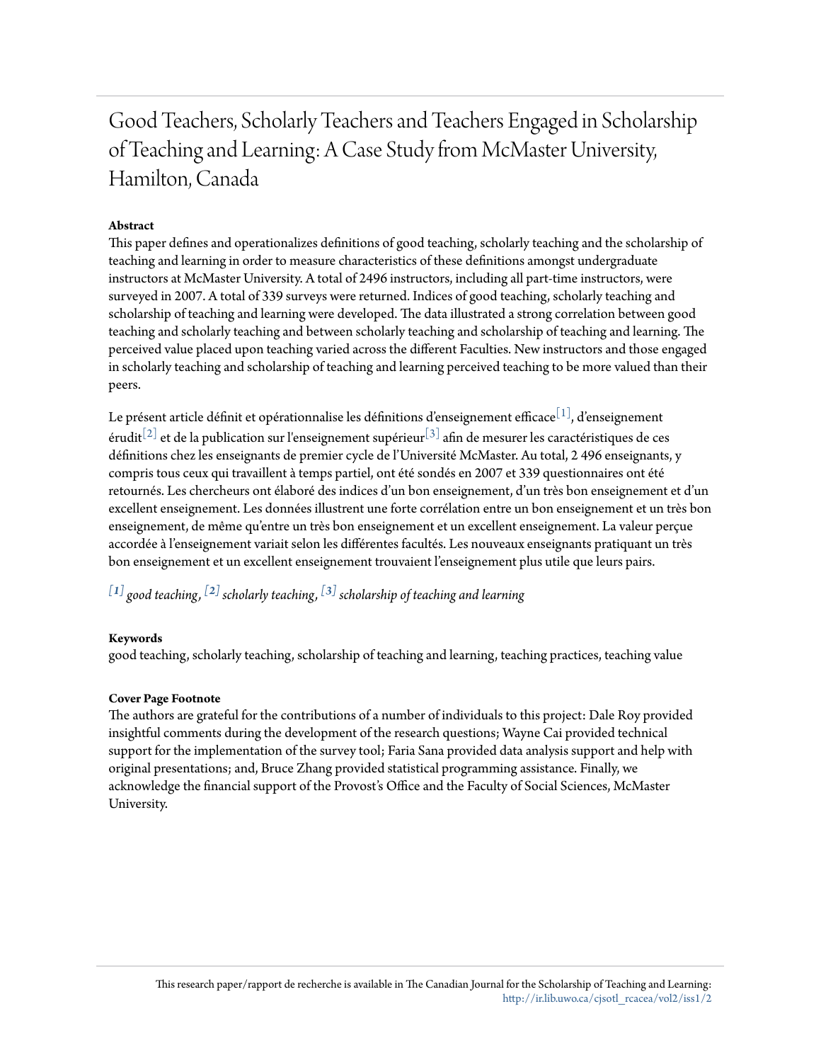# Good Teachers, Scholarly Teachers and Teachers Engaged in Scholarship of Teaching and Learning: A Case Study from McMaster University, Hamilton, Canada

**Abstract**

This paper defines and operationalizes definitions of good teaching, scholarly teaching and the scholarship of teaching and learning in order to measure characteristics of these definitions amongst undergraduate instructors at McMaster University. A total of 2496 instructors, including all part-time instructors, were surveyed in 2007. A total of 339 surveys were returned. Indices of good teaching, scholarly teaching and scholarship of teaching and learning were developed. The data illustrated a strong correlation between good teaching and scholarly teaching and between scholarly teaching and scholarship of teaching and learning. The perceived value placed upon teaching varied across the different Faculties. New instructors and those engaged in scholarly teaching and scholarship of teaching and learning perceived teaching to be more valued than their peers.

Le présent article définit et opérationnalise les définitions d'enseignement efficace[1], d'enseignement érudit[2] et de la publication sur l'enseignement supérieur[3] afin de mesurer les caractéristiques de ces définitions chez les enseignants de premier cycle de l'Université McMaster. Au total, 2 496 enseignants, y compris tous ceux qui travaillent à temps partiel, ont été sondés en 2007 et 339 questionnaires ont été retournés. Les chercheurs ont élaboré des indices d'un bon enseignement, d'un très bon enseignement et d'un excellent enseignement. Les données illustrent une forte corrélation entre un bon enseignement et un très bon enseignement, de même qu'entre un très bon enseignement et un excellent enseignement. La valeur perçue accordée à l'enseignement variait selon les différentes facultés. Les nouveaux enseignants pratiquant un très bon enseignement et un excellent enseignement trouvaient l'enseignement plus utile que leurs pairs.

*[1] good teaching, [2] scholarly teaching, [3] scholarship of teaching and learning*

**Keywords**

good teaching, scholarly teaching, scholarship of teaching and learning, teaching practices, teaching value

**Cover Page Footnote**

The authors are grateful for the contributions of a number of individuals to this project: Dale Roy provided insightful comments during the development of the research questions; Wayne Cai provided technical support for the implementation of the survey tool; Faria Sana provided data analysis support and help with original presentations; and, Bruce Zhang provided statistical programming assistance. Finally, we acknowledge the financial support of the Provost's Office and the Faculty of Social Sciences, McMaster University.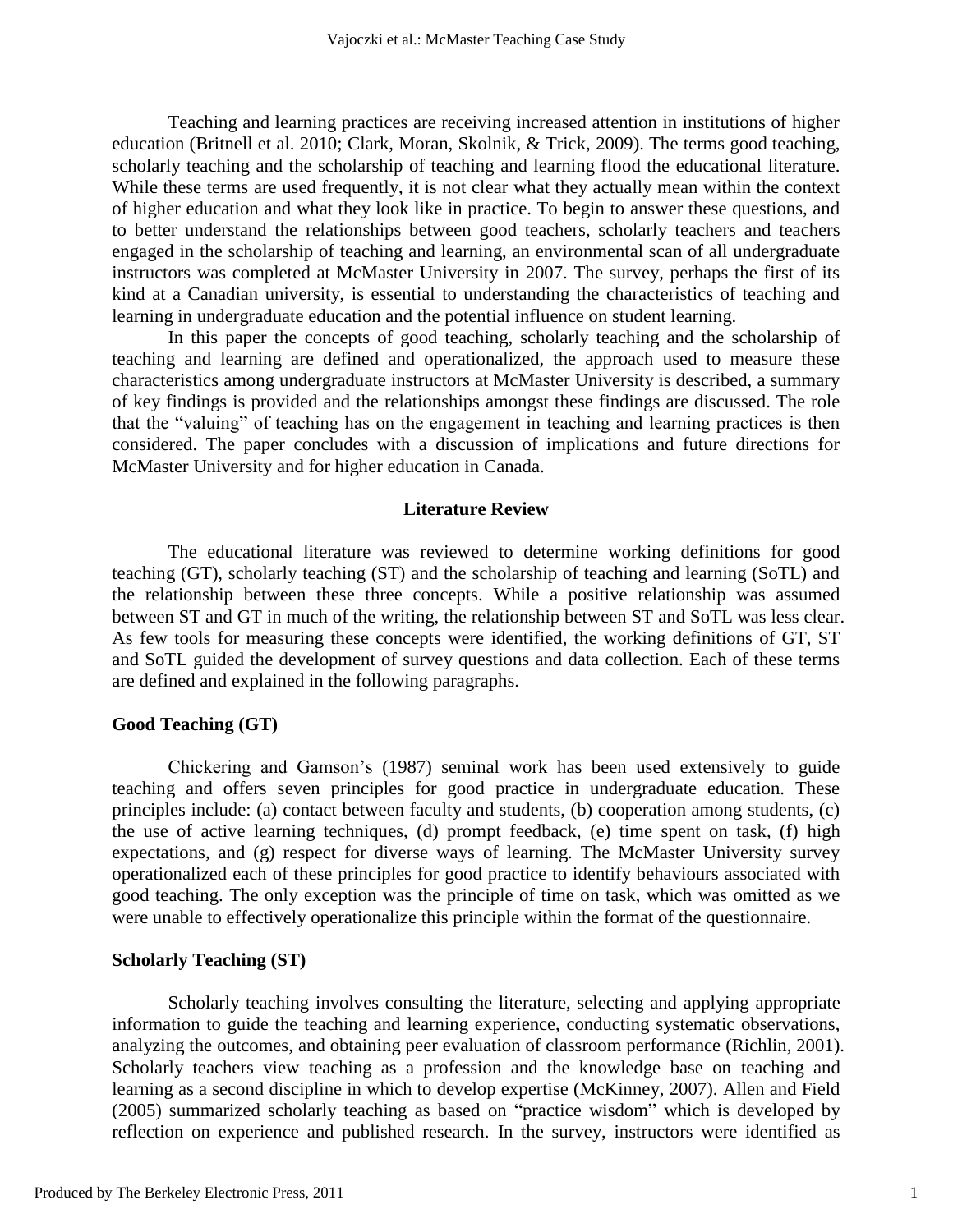Teaching and learning practices are receiving increased attention in institutions of higher education (Britnell et al. 2010; Clark, Moran, Skolnik, & Trick, 2009). The terms good teaching, scholarly teaching and the scholarship of teaching and learning flood the educational literature. While these terms are used frequently, it is not clear what they actually mean within the context of higher education and what they look like in practice. To begin to answer these questions, and to better understand the relationships between good teachers, scholarly teachers and teachers engaged in the scholarship of teaching and learning, an environmental scan of all undergraduate instructors was completed at McMaster University in 2007. The survey, perhaps the first of its kind at a Canadian university, is essential to understanding the characteristics of teaching and learning in undergraduate education and the potential influence on student learning.

In this paper the concepts of good teaching, scholarly teaching and the scholarship of teaching and learning are defined and operationalized, the approach used to measure these characteristics among undergraduate instructors at McMaster University is described, a summary of key findings is provided and the relationships amongst these findings are discussed. The role that the "valuing" of teaching has on the engagement in teaching and learning practices is then considered. The paper concludes with a discussion of implications and future directions for McMaster University and for higher education in Canada.

## Literature Review

The educational literature was reviewed to determine working definitions for good teaching (GT), scholarly teaching (ST) and the scholarship of teaching and learning (SoTL) and the relationship between these three concepts. While a positive relationship was assumed between ST and GT in much of the writing, the relationship between ST and SoTL was less clear. As few tools for measuring these concepts were identified, the working definitions of GT, ST and SoTL guided the development of survey questions and data collection. Each of these terms are defined and explained in the following paragraphs.

### Good Teaching (GT)

Chickering and Gamson's (1987) seminal work has been used extensively to guide teaching and offers seven principles for good practice in undergraduate education. These principles include: (a) contact between faculty and students, (b) cooperation among students, (c) the use of active learning techniques, (d) prompt feedback, (e) time spent on task, (f) high expectations, and (g) respect for diverse ways of learning. The McMaster University survey operationalized each of these principles for good practice to identify behaviours associated with good teaching. The only exception was the principle of time on task, which was omitted as we were unable to effectively operationalize this principle within the format of the questionnaire.

### Scholarly Teaching (ST)

Scholarly teaching involves consulting the literature, selecting and applying appropriate information to guide the teaching and learning experience, conducting systematic observations, analyzing the outcomes, and obtaining peer evaluation of classroom performance (Richlin, 2001). Scholarly teachers view teaching as a profession and the knowledge base on teaching and learning as a second discipline in which to develop expertise (McKinney, 2007). Allen and Field (2005) summarized scholarly teaching as based on "practice wisdom" which is developed by reflection on experience and published research. In the survey, instructors were identified as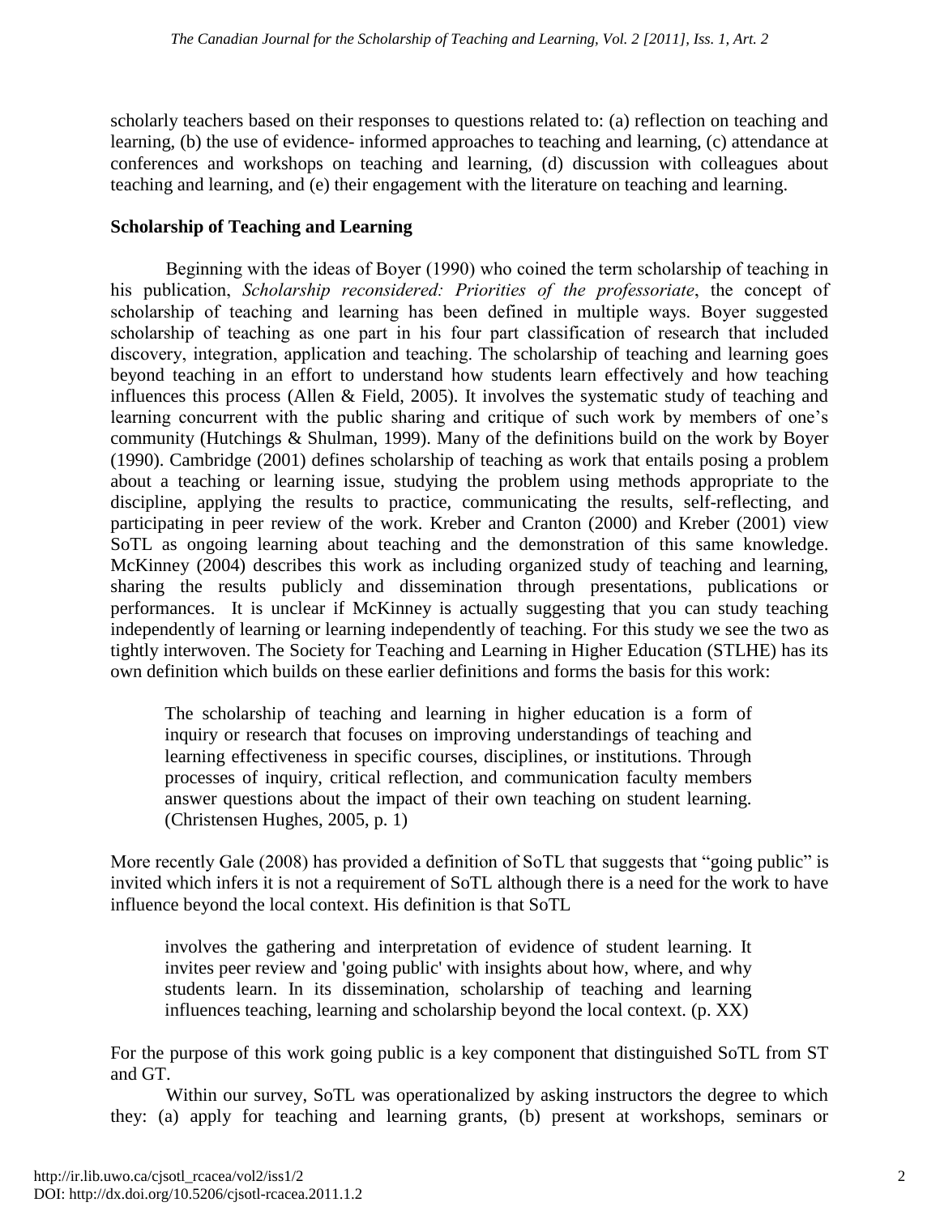scholarly teachers based on their responses to questions related to: (a) reflection on teaching and learning, (b) the use of evidence- informed approaches to teaching and learning, (c) attendance at conferences and workshops on teaching and learning, (d) discussion with colleagues about teaching and learning, and (e) their engagement with the literature on teaching and learning.

**Scholarship of Teaching and Learning**

Beginning with the ideas of Boyer (1990) who coined the term scholarship of teaching in his publication, *Scholarship reconsidered: Priorities of the professoriate*, the concept of scholarship of teaching and learning has been defined in multiple ways. Boyer suggested scholarship of teaching as one part in his four part classification of research that included discovery, integration, application and teaching. The scholarship of teaching and learning goes beyond teaching in an effort to understand how students learn effectively and how teaching influences this process (Allen & Field, 2005). It involves the systematic study of teaching and learning concurrent with the public sharing and critique of such work by members of one's community (Hutchings & Shulman, 1999). Many of the definitions build on the work by Boyer (1990). Cambridge (2001) defines scholarship of teaching as work that entails posing a problem about a teaching or learning issue, studying the problem using methods appropriate to the discipline, applying the results to practice, communicating the results, self-reflecting, and participating in peer review of the work. Kreber and Cranton (2000) and Kreber (2001) view SoTL as ongoing learning about teaching and the demonstration of this same knowledge. McKinney (2004) describes this work as including organized study of teaching and learning, sharing the results publicly and dissemination through presentations, publications or performances. It is unclear if McKinney is actually suggesting that you can study teaching independently of learning or learning independently of teaching. For this study we see the two as tightly interwoven. The Society for Teaching and Learning in Higher Education (STLHE) has its own definition which builds on these earlier definitions and forms the basis for this work:

> The scholarship of teaching and learning in higher education is a form of inquiry or research that focuses on improving understandings of teaching and learning effectiveness in specific courses, disciplines, or institutions. Through processes of inquiry, critical reflection, and communication faculty members answer questions about the impact of their own teaching on student learning. (Christensen Hughes, 2005, p. 1)

More recently Gale (2008) has provided a definition of SoTL that suggests that "going public" is invited which infers it is not a requirement of SoTL although there is a need for the work to have influence beyond the local context. His definition is that SoTL

> involves the gathering and interpretation of evidence of student learning. It invites peer review and 'going public' with insights about how, where, and why students learn. In its dissemination, scholarship of teaching and learning influences teaching, learning and scholarship beyond the local context. (p. XX)

For the purpose of this work going public is a key component that distinguished SoTL from ST and GT.

Within our survey, SoTL was operationalized by asking instructors the degree to which they: (a) apply for teaching and learning grants, (b) present at workshops, seminars or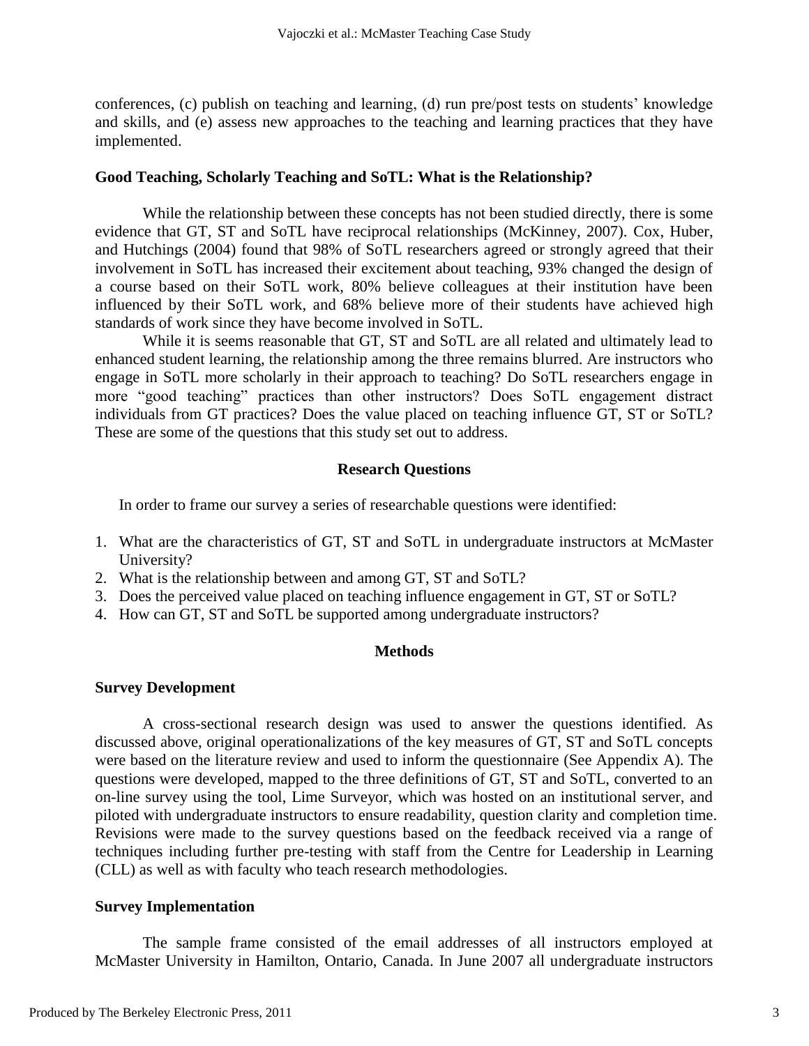conferences, (c) publish on teaching and learning, (d) run pre/post tests on students' knowledge and skills, and (e) assess new approaches to the teaching and learning practices that they have implemented.

### Good Teaching, Scholarly Teaching and SoTL: What is the Relationship?

While the relationship between these concepts has not been studied directly, there is some evidence that GT, ST and SoTL have reciprocal relationships (McKinney, 2007). Cox, Huber, and Hutchings (2004) found that 98% of SoTL researchers agreed or strongly agreed that their involvement in SoTL has increased their excitement about teaching, 93% changed the design of a course based on their SoTL work, 80% believe colleagues at their institution have been influenced by their SoTL work, and 68% believe more of their students have achieved high standards of work since they have become involved in SoTL.

While it is seems reasonable that GT, ST and SoTL are all related and ultimately lead to enhanced student learning, the relationship among the three remains blurred. Are instructors who engage in SoTL more scholarly in their approach to teaching? Do SoTL researchers engage in more "good teaching" practices than other instructors? Does SoTL engagement distract individuals from GT practices? Does the value placed on teaching influence GT, ST or SoTL? These are some of the questions that this study set out to address.

## Research Questions

In order to frame our survey a series of researchable questions were identified:

1. What are the characteristics of GT, ST and SoTL in undergraduate instructors at McMaster University?
2. What is the relationship between and among GT, ST and SoTL?
3. Does the perceived value placed on teaching influence engagement in GT, ST or SoTL?
4. How can GT, ST and SoTL be supported among undergraduate instructors?

## Methods

### Survey Development

A cross-sectional research design was used to answer the questions identified. As discussed above, original operationalizations of the key measures of GT, ST and SoTL concepts were based on the literature review and used to inform the questionnaire (See Appendix A). The questions were developed, mapped to the three definitions of GT, ST and SoTL, converted to an on-line survey using the tool, Lime Surveyor, which was hosted on an institutional server, and piloted with undergraduate instructors to ensure readability, question clarity and completion time. Revisions were made to the survey questions based on the feedback received via a range of techniques including further pre-testing with staff from the Centre for Leadership in Learning (CLL) as well as with faculty who teach research methodologies.

### Survey Implementation

The sample frame consisted of the email addresses of all instructors employed at McMaster University in Hamilton, Ontario, Canada. In June 2007 all undergraduate instructors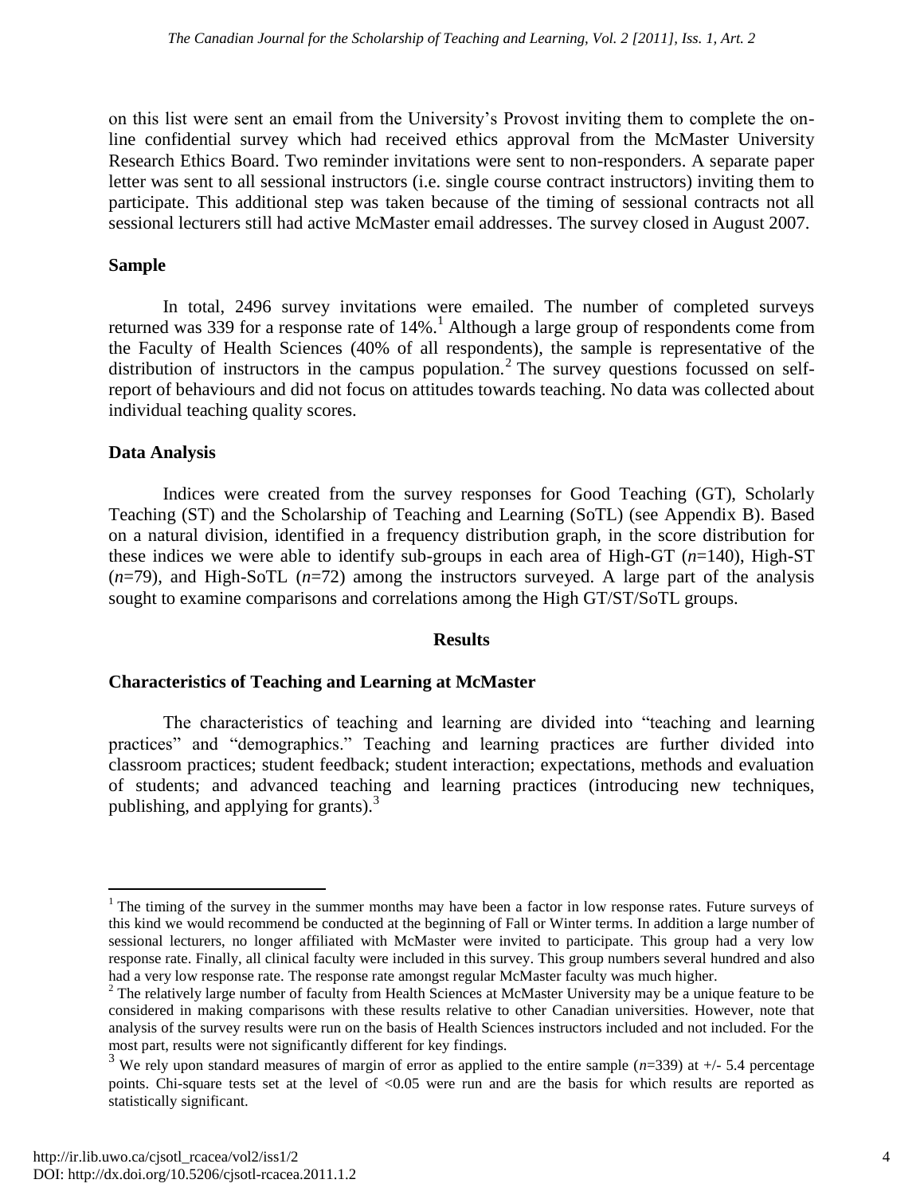on this list were sent an email from the University's Provost inviting them to complete the on-line confidential survey which had received ethics approval from the McMaster University Research Ethics Board. Two reminder invitations were sent to non-responders. A separate paper letter was sent to all sessional instructors (i.e. single course contract instructors) inviting them to participate. This additional step was taken because of the timing of sessional contracts not all sessional lecturers still had active McMaster email addresses. The survey closed in August 2007.

### Sample

In total, 2496 survey invitations were emailed. The number of completed surveys returned was 339 for a response rate of 14%.[1] Although a large group of respondents come from the Faculty of Health Sciences (40% of all respondents), the sample is representative of the distribution of instructors in the campus population.[2] The survey questions focussed on self-report of behaviours and did not focus on attitudes towards teaching. No data was collected about individual teaching quality scores.

### Data Analysis

Indices were created from the survey responses for Good Teaching (GT), Scholarly Teaching (ST) and the Scholarship of Teaching and Learning (SoTL) (see Appendix B). Based on a natural division, identified in a frequency distribution graph, in the score distribution for these indices we were able to identify sub-groups in each area of High-GT ($n$=140), High-ST ($n$=79), and High-SoTL ($n$=72) among the instructors surveyed. A large part of the analysis sought to examine comparisons and correlations among the High GT/ST/SoTL groups.

## Results

### Characteristics of Teaching and Learning at McMaster

The characteristics of teaching and learning are divided into "teaching and learning practices" and "demographics." Teaching and learning practices are further divided into classroom practices; student feedback; student interaction; expectations, methods and evaluation of students; and advanced teaching and learning practices (introducing new techniques, publishing, and applying for grants).[3]

---

[1] The timing of the survey in the summer months may have been a factor in low response rates. Future surveys of this kind we would recommend be conducted at the beginning of Fall or Winter terms. In addition a large number of sessional lecturers, no longer affiliated with McMaster were invited to participate. This group had a very low response rate. Finally, all clinical faculty were included in this survey. This group numbers several hundred and also had a very low response rate. The response rate amongst regular McMaster faculty was much higher.

[2] The relatively large number of faculty from Health Sciences at McMaster University may be a unique feature to be considered in making comparisons with these results relative to other Canadian universities. However, note that analysis of the survey results were run on the basis of Health Sciences instructors included and not included. For the most part, results were not significantly different for key findings.

[3] We rely upon standard measures of margin of error as applied to the entire sample ($n$=339) at +/- 5.4 percentage points. Chi-square tests set at the level of <0.05 were run and are the basis for which results are reported as statistically significant.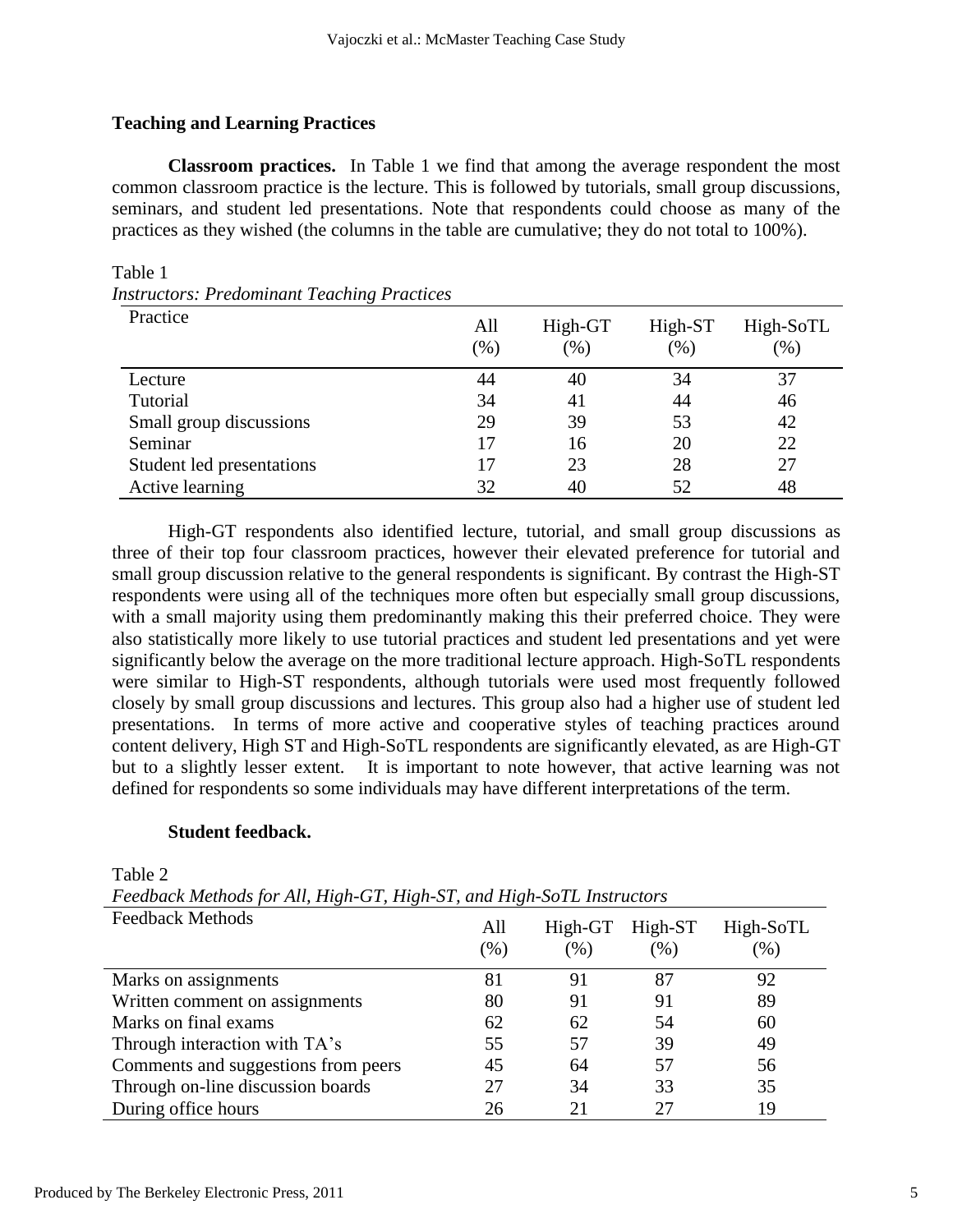## Teaching and Learning Practices

**Classroom practices.** In Table 1 we find that among the average respondent the most common classroom practice is the lecture. This is followed by tutorials, small group discussions, seminars, and student led presentations. Note that respondents could choose as many of the practices as they wished (the columns in the table are cumulative; they do not total to 100%).

Table 1

*Instructors: Predominant Teaching Practices*

| Practice | All (%) | High-GT (%) | High-ST (%) | High-SoTL (%) |
|---|---|---|---|---|
| Lecture | 44 | 40 | 34 | 37 |
| Tutorial | 34 | 41 | 44 | 46 |
| Small group discussions | 29 | 39 | 53 | 42 |
| Seminar | 17 | 16 | 20 | 22 |
| Student led presentations | 17 | 23 | 28 | 27 |
| Active learning | 32 | 40 | 52 | 48 |

High-GT respondents also identified lecture, tutorial, and small group discussions as three of their top four classroom practices, however their elevated preference for tutorial and small group discussion relative to the general respondents is significant. By contrast the High-ST respondents were using all of the techniques more often but especially small group discussions, with a small majority using them predominantly making this their preferred choice. They were also statistically more likely to use tutorial practices and student led presentations and yet were significantly below the average on the more traditional lecture approach. High-SoTL respondents were similar to High-ST respondents, although tutorials were used most frequently followed closely by small group discussions and lectures. This group also had a higher use of student led presentations. In terms of more active and cooperative styles of teaching practices around content delivery, High ST and High-SoTL respondents are significantly elevated, as are High-GT but to a slightly lesser extent. It is important to note however, that active learning was not defined for respondents so some individuals may have different interpretations of the term.

**Student feedback.**

Table 2

*Feedback Methods for All, High-GT, High-ST, and High-SoTL Instructors*

| Feedback Methods | All (%) | High-GT (%) | High-ST (%) | High-SoTL (%) |
|---|---|---|---|---|
| Marks on assignments | 81 | 91 | 87 | 92 |
| Written comment on assignments | 80 | 91 | 91 | 89 |
| Marks on final exams | 62 | 62 | 54 | 60 |
| Through interaction with TA's | 55 | 57 | 39 | 49 |
| Comments and suggestions from peers | 45 | 64 | 57 | 56 |
| Through on-line discussion boards | 27 | 34 | 33 | 35 |
| During office hours | 26 | 21 | 27 | 19 |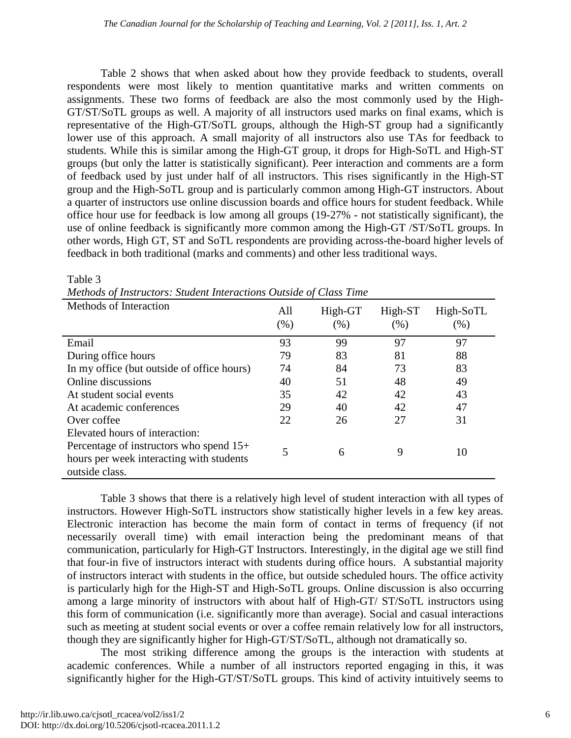Table 2 shows that when asked about how they provide feedback to students, overall respondents were most likely to mention quantitative marks and written comments on assignments. These two forms of feedback are also the most commonly used by the High-GT/ST/SoTL groups as well. A majority of all instructors used marks on final exams, which is representative of the High-GT/SoTL groups, although the High-ST group had a significantly lower use of this approach. A small majority of all instructors also use TAs for feedback to students. While this is similar among the High-GT group, it drops for High-SoTL and High-ST groups (but only the latter is statistically significant). Peer interaction and comments are a form of feedback used by just under half of all instructors. This rises significantly in the High-ST group and the High-SoTL group and is particularly common among High-GT instructors. About a quarter of instructors use online discussion boards and office hours for student feedback. While office hour use for feedback is low among all groups (19-27% - not statistically significant), the use of online feedback is significantly more common among the High-GT /ST/SoTL groups. In other words, High GT, ST and SoTL respondents are providing across-the-board higher levels of feedback in both traditional (marks and comments) and other less traditional ways.

Table 3

*Methods of Instructors: Student Interactions Outside of Class Time*

| Methods of Interaction | All (%) | High-GT (%) | High-ST (%) | High-SoTL (%) |
|---|---|---|---|---|
| Email | 93 | 99 | 97 | 97 |
| During office hours | 79 | 83 | 81 | 88 |
| In my office (but outside of office hours) | 74 | 84 | 73 | 83 |
| Online discussions | 40 | 51 | 48 | 49 |
| At student social events | 35 | 42 | 42 | 43 |
| At academic conferences | 29 | 40 | 42 | 47 |
| Over coffee | 22 | 26 | 27 | 31 |
| Elevated hours of interaction: Percentage of instructors who spend 15+ hours per week interacting with students outside class. | 5 | 6 | 9 | 10 |

Table 3 shows that there is a relatively high level of student interaction with all types of instructors. However High-SoTL instructors show statistically higher levels in a few key areas. Electronic interaction has become the main form of contact in terms of frequency (if not necessarily overall time) with email interaction being the predominant means of that communication, particularly for High-GT Instructors. Interestingly, in the digital age we still find that four-in five of instructors interact with students during office hours. A substantial majority of instructors interact with students in the office, but outside scheduled hours. The office activity is particularly high for the High-ST and High-SoTL groups. Online discussion is also occurring among a large minority of instructors with about half of High-GT/ ST/SoTL instructors using this form of communication (i.e. significantly more than average). Social and casual interactions such as meeting at student social events or over a coffee remain relatively low for all instructors, though they are significantly higher for High-GT/ST/SoTL, although not dramatically so.

The most striking difference among the groups is the interaction with students at academic conferences. While a number of all instructors reported engaging in this, it was significantly higher for the High-GT/ST/SoTL groups. This kind of activity intuitively seems to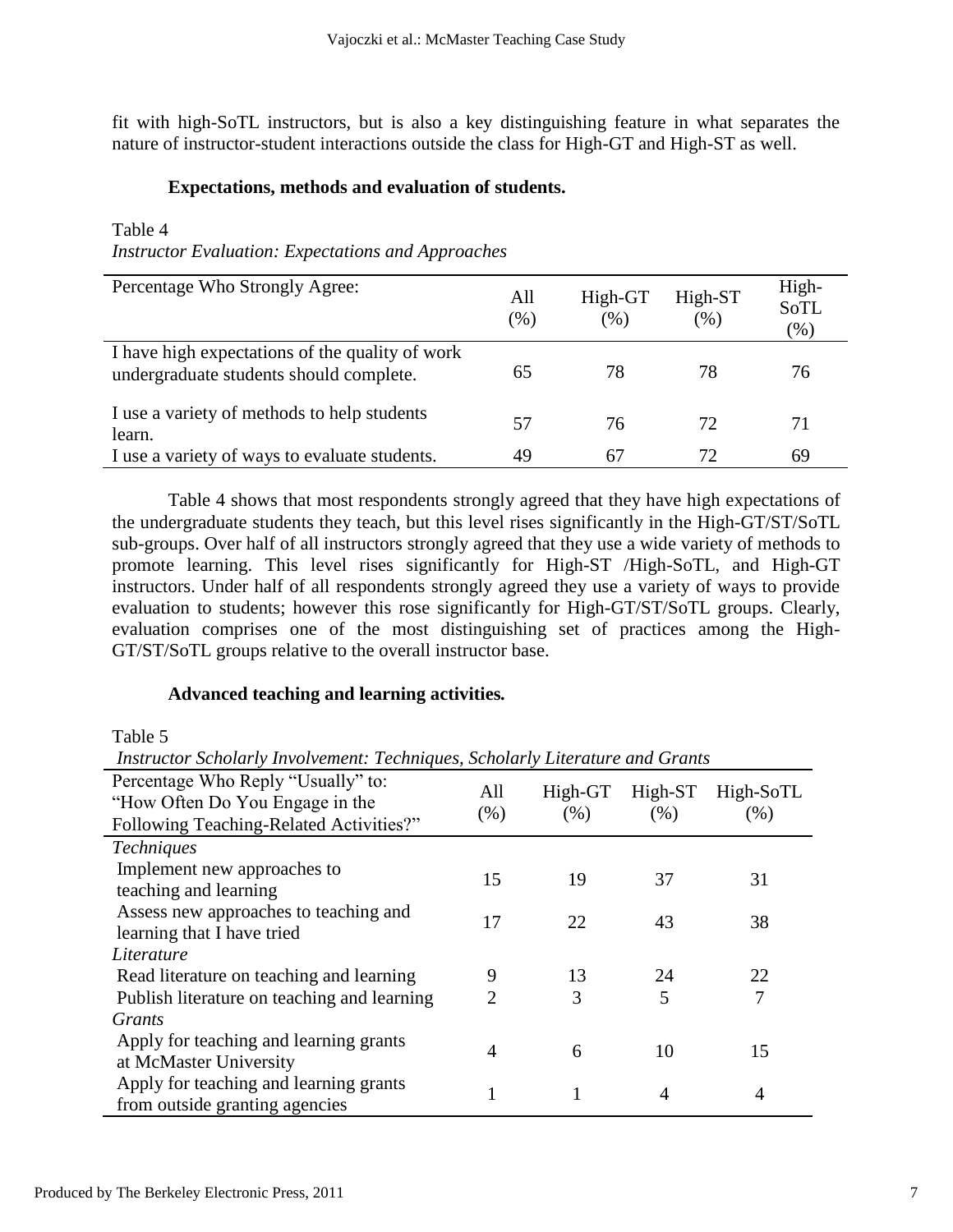fit with high-SoTL instructors, but is also a key distinguishing feature in what separates the nature of instructor-student interactions outside the class for High-GT and High-ST as well.

### Expectations, methods and evaluation of students.

Table 4
*Instructor Evaluation: Expectations and Approaches*

| Percentage Who Strongly Agree: | All (%) | High-GT (%) | High-ST (%) | High-SoTL (%) |
|---|---|---|---|---|
| I have high expectations of the quality of work undergraduate students should complete. | 65 | 78 | 78 | 76 |
| I use a variety of methods to help students learn. | 57 | 76 | 72 | 71 |
| I use a variety of ways to evaluate students. | 49 | 67 | 72 | 69 |

Table 4 shows that most respondents strongly agreed that they have high expectations of the undergraduate students they teach, but this level rises significantly in the High-GT/ST/SoTL sub-groups. Over half of all instructors strongly agreed that they use a wide variety of methods to promote learning. This level rises significantly for High-ST /High-SoTL, and High-GT instructors. Under half of all respondents strongly agreed they use a variety of ways to provide evaluation to students; however this rose significantly for High-GT/ST/SoTL groups. Clearly, evaluation comprises one of the most distinguishing set of practices among the High-GT/ST/SoTL groups relative to the overall instructor base.

### Advanced teaching and learning activities.

Table 5
*Instructor Scholarly Involvement: Techniques, Scholarly Literature and Grants*

| Percentage Who Reply "Usually" to: "How Often Do You Engage in the Following Teaching-Related Activities?" | All (%) | High-GT (%) | High-ST (%) | High-SoTL (%) |
|---|---|---|---|---|
| *Techniques* | | | | |
| Implement new approaches to teaching and learning | 15 | 19 | 37 | 31 |
| Assess new approaches to teaching and learning that I have tried | 17 | 22 | 43 | 38 |
| *Literature* | | | | |
| Read literature on teaching and learning | 9 | 13 | 24 | 22 |
| Publish literature on teaching and learning | 2 | 3 | 5 | 7 |
| *Grants* | | | | |
| Apply for teaching and learning grants at McMaster University | 4 | 6 | 10 | 15 |
| Apply for teaching and learning grants from outside granting agencies | 1 | 1 | 4 | 4 |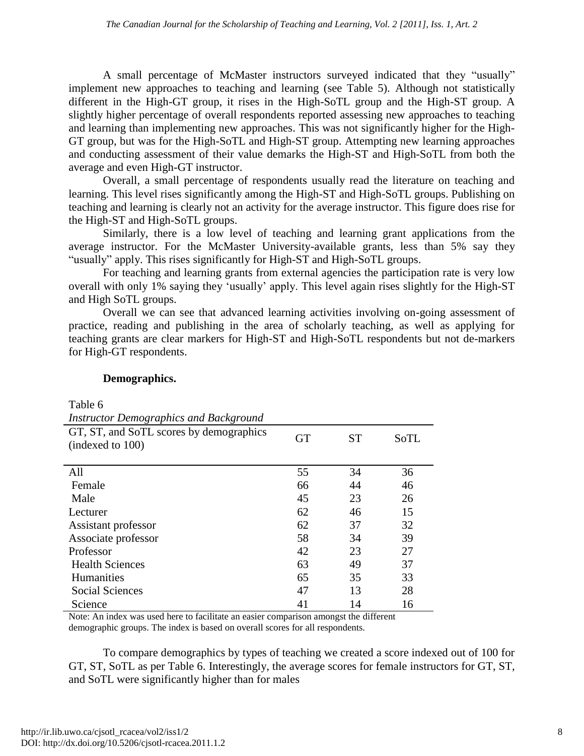A small percentage of McMaster instructors surveyed indicated that they "usually" implement new approaches to teaching and learning (see Table 5). Although not statistically different in the High-GT group, it rises in the High-SoTL group and the High-ST group. A slightly higher percentage of overall respondents reported assessing new approaches to teaching and learning than implementing new approaches. This was not significantly higher for the High-GT group, but was for the High-SoTL and High-ST group. Attempting new learning approaches and conducting assessment of their value demarks the High-ST and High-SoTL from both the average and even High-GT instructor.

Overall, a small percentage of respondents usually read the literature on teaching and learning. This level rises significantly among the High-ST and High-SoTL groups. Publishing on teaching and learning is clearly not an activity for the average instructor. This figure does rise for the High-ST and High-SoTL groups.

Similarly, there is a low level of teaching and learning grant applications from the average instructor. For the McMaster University-available grants, less than 5% say they "usually" apply. This rises significantly for High-ST and High-SoTL groups.

For teaching and learning grants from external agencies the participation rate is very low overall with only 1% saying they 'usually' apply. This level again rises slightly for the High-ST and High SoTL groups.

Overall we can see that advanced learning activities involving on-going assessment of practice, reading and publishing in the area of scholarly teaching, as well as applying for teaching grants are clear markers for High-ST and High-SoTL respondents but not de-markers for High-GT respondents.

**Demographics.**

Table 6
*Instructor Demographics and Background*

| GT, ST, and SoTL scores by demographics (indexed to 100) | GT | ST | SoTL |
|---|---|---|---|
| All | 55 | 34 | 36 |
| Female | 66 | 44 | 46 |
| Male | 45 | 23 | 26 |
| Lecturer | 62 | 46 | 15 |
| Assistant professor | 62 | 37 | 32 |
| Associate professor | 58 | 34 | 39 |
| Professor | 42 | 23 | 27 |
| Health Sciences | 63 | 49 | 37 |
| Humanities | 65 | 35 | 33 |
| Social Sciences | 47 | 13 | 28 |
| Science | 41 | 14 | 16 |

Note: An index was used here to facilitate an easier comparison amongst the different demographic groups. The index is based on overall scores for all respondents.

To compare demographics by types of teaching we created a score indexed out of 100 for GT, ST, SoTL as per Table 6. Interestingly, the average scores for female instructors for GT, ST, and SoTL were significantly higher than for males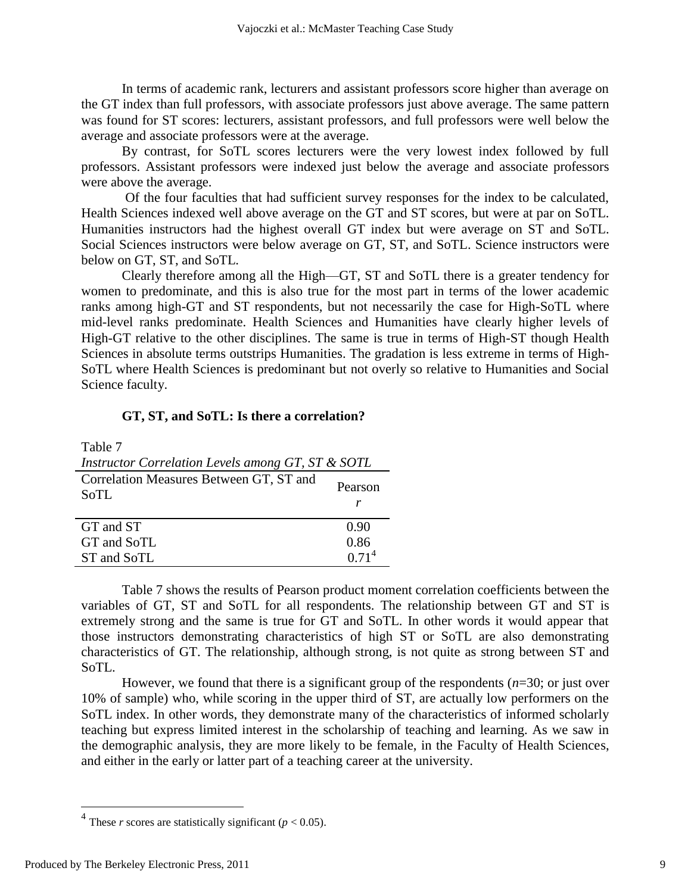In terms of academic rank, lecturers and assistant professors score higher than average on the GT index than full professors, with associate professors just above average. The same pattern was found for ST scores: lecturers, assistant professors, and full professors were well below the average and associate professors were at the average.

By contrast, for SoTL scores lecturers were the very lowest index followed by full professors. Assistant professors were indexed just below the average and associate professors were above the average.

Of the four faculties that had sufficient survey responses for the index to be calculated, Health Sciences indexed well above average on the GT and ST scores, but were at par on SoTL. Humanities instructors had the highest overall GT index but were average on ST and SoTL. Social Sciences instructors were below average on GT, ST, and SoTL. Science instructors were below on GT, ST, and SoTL.

Clearly therefore among all the High—GT, ST and SoTL there is a greater tendency for women to predominate, and this is also true for the most part in terms of the lower academic ranks among high-GT and ST respondents, but not necessarily the case for High-SoTL where mid-level ranks predominate. Health Sciences and Humanities have clearly higher levels of High-GT relative to the other disciplines. The same is true in terms of High-ST though Health Sciences in absolute terms outstrips Humanities. The gradation is less extreme in terms of High-SoTL where Health Sciences is predominant but not overly so relative to Humanities and Social Science faculty.

## GT, ST, and SoTL: Is there a correlation?

Table 7

*Instructor Correlation Levels among GT, ST & SOTL*

| Correlation Measures Between GT, ST and SoTL | Pearson *r* |
|---|---|
| GT and ST | 0.90 |
| GT and SoTL | 0.86 |
| ST and SoTL | 0.71[4] |

Table 7 shows the results of Pearson product moment correlation coefficients between the variables of GT, ST and SoTL for all respondents. The relationship between GT and ST is extremely strong and the same is true for GT and SoTL. In other words it would appear that those instructors demonstrating characteristics of high ST or SoTL are also demonstrating characteristics of GT. The relationship, although strong, is not quite as strong between ST and SoTL.

However, we found that there is a significant group of the respondents ($n$=30; or just over 10% of sample) who, while scoring in the upper third of ST, are actually low performers on the SoTL index. In other words, they demonstrate many of the characteristics of informed scholarly teaching but express limited interest in the scholarship of teaching and learning. As we saw in the demographic analysis, they are more likely to be female, in the Faculty of Health Sciences, and either in the early or latter part of a teaching career at the university.

[4] These $r$ scores are statistically significant ($p < 0.05$).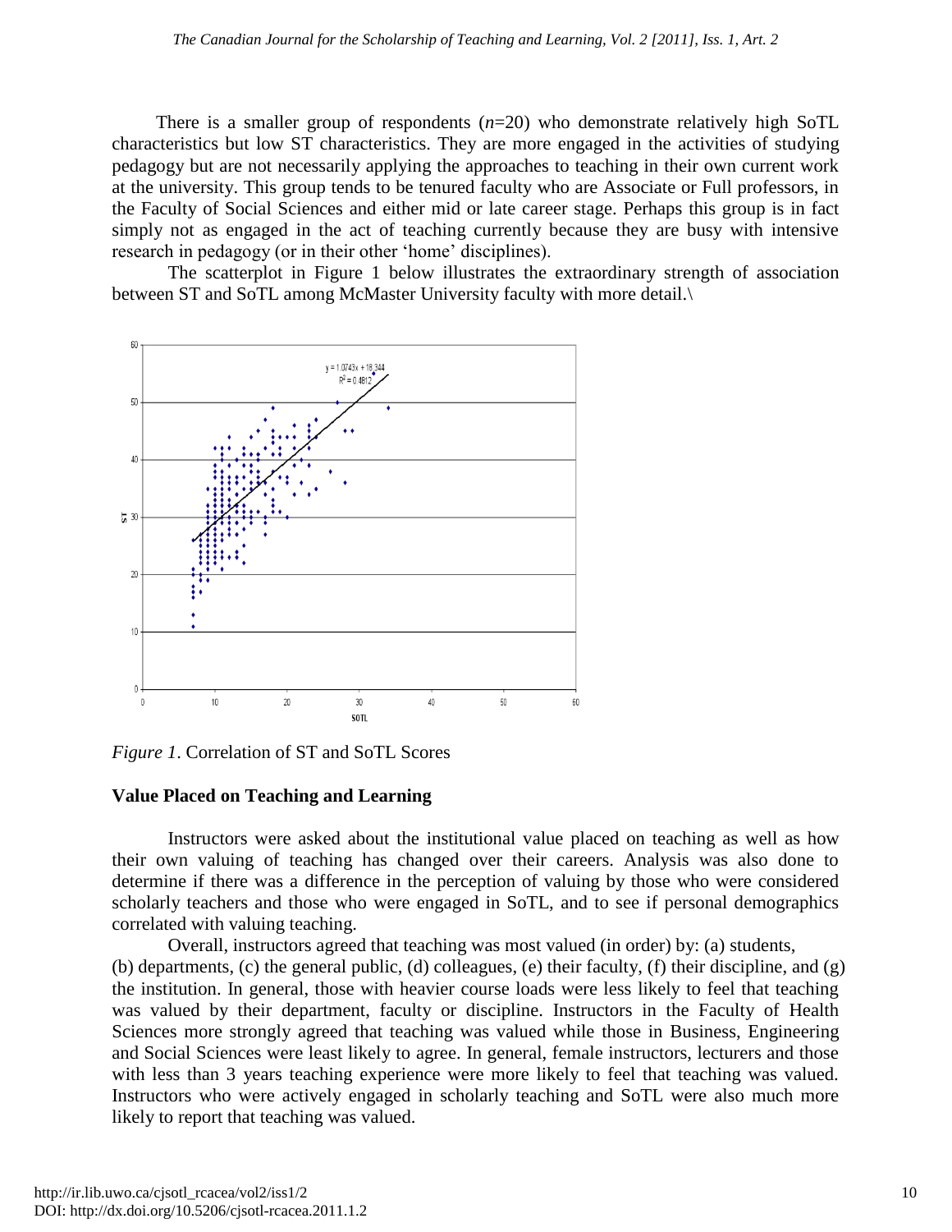There is a smaller group of respondents ($n$=20) who demonstrate relatively high SoTL characteristics but low ST characteristics. They are more engaged in the activities of studying pedagogy but are not necessarily applying the approaches to teaching in their own current work at the university. This group tends to be tenured faculty who are Associate or Full professors, in the Faculty of Social Sciences and either mid or late career stage. Perhaps this group is in fact simply not as engaged in the act of teaching currently because they are busy with intensive research in pedagogy (or in their other 'home' disciplines).

The scatterplot in Figure 1 below illustrates the extraordinary strength of association between ST and SoTL among McMaster University faculty with more detail.\

*Figure 1*. Correlation of ST and SoTL Scores

### Value Placed on Teaching and Learning

Instructors were asked about the institutional value placed on teaching as well as how their own valuing of teaching has changed over their careers. Analysis was also done to determine if there was a difference in the perception of valuing by those who were considered scholarly teachers and those who were engaged in SoTL, and to see if personal demographics correlated with valuing teaching.

Overall, instructors agreed that teaching was most valued (in order) by: (a) students, (b) departments, (c) the general public, (d) colleagues, (e) their faculty, (f) their discipline, and (g) the institution. In general, those with heavier course loads were less likely to feel that teaching was valued by their department, faculty or discipline. Instructors in the Faculty of Health Sciences more strongly agreed that teaching was valued while those in Business, Engineering and Social Sciences were least likely to agree. In general, female instructors, lecturers and those with less than 3 years teaching experience were more likely to feel that teaching was valued. Instructors who were actively engaged in scholarly teaching and SoTL were also much more likely to report that teaching was valued.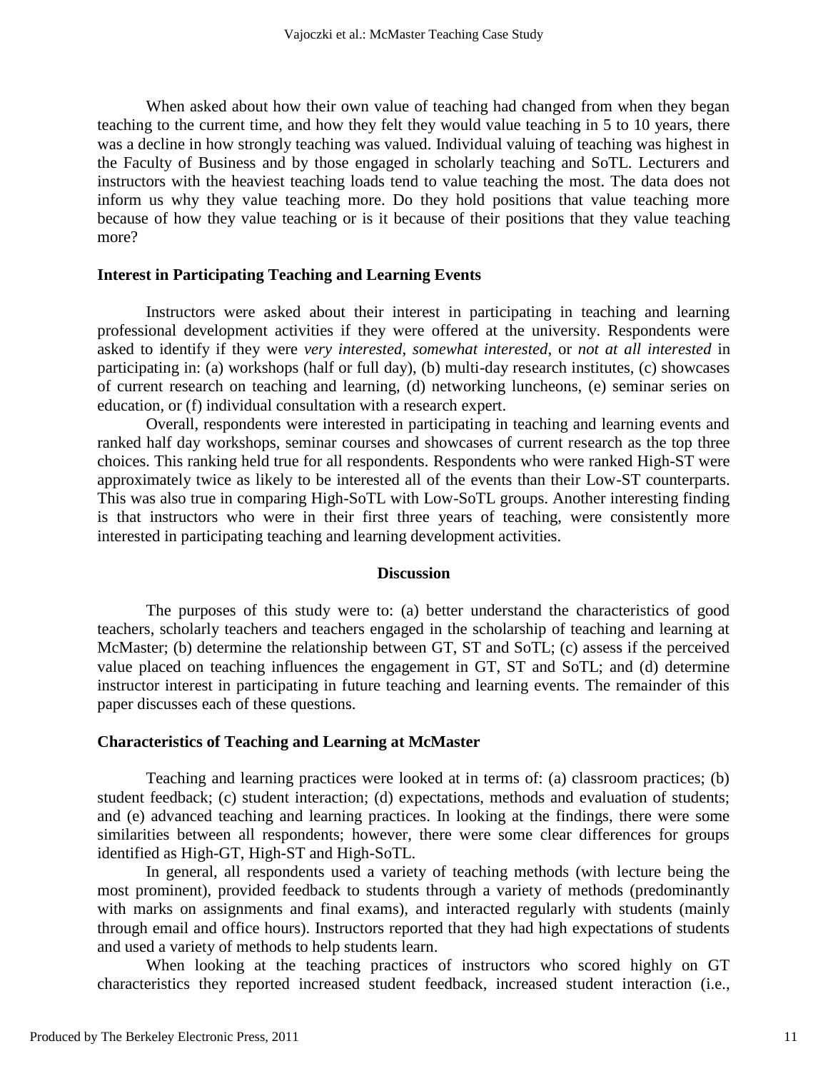When asked about how their own value of teaching had changed from when they began teaching to the current time, and how they felt they would value teaching in 5 to 10 years, there was a decline in how strongly teaching was valued. Individual valuing of teaching was highest in the Faculty of Business and by those engaged in scholarly teaching and SoTL. Lecturers and instructors with the heaviest teaching loads tend to value teaching the most. The data does not inform us why they value teaching more. Do they hold positions that value teaching more because of how they value teaching or is it because of their positions that they value teaching more?

### Interest in Participating Teaching and Learning Events

Instructors were asked about their interest in participating in teaching and learning professional development activities if they were offered at the university. Respondents were asked to identify if they were *very interested*, *somewhat interested*, or *not at all interested* in participating in: (a) workshops (half or full day), (b) multi-day research institutes, (c) showcases of current research on teaching and learning, (d) networking luncheons, (e) seminar series on education, or (f) individual consultation with a research expert.

Overall, respondents were interested in participating in teaching and learning events and ranked half day workshops, seminar courses and showcases of current research as the top three choices. This ranking held true for all respondents. Respondents who were ranked High-ST were approximately twice as likely to be interested all of the events than their Low-ST counterparts. This was also true in comparing High-SoTL with Low-SoTL groups. Another interesting finding is that instructors who were in their first three years of teaching, were consistently more interested in participating teaching and learning development activities.

## Discussion

The purposes of this study were to: (a) better understand the characteristics of good teachers, scholarly teachers and teachers engaged in the scholarship of teaching and learning at McMaster; (b) determine the relationship between GT, ST and SoTL; (c) assess if the perceived value placed on teaching influences the engagement in GT, ST and SoTL; and (d) determine instructor interest in participating in future teaching and learning events. The remainder of this paper discusses each of these questions.

### Characteristics of Teaching and Learning at McMaster

Teaching and learning practices were looked at in terms of: (a) classroom practices; (b) student feedback; (c) student interaction; (d) expectations, methods and evaluation of students; and (e) advanced teaching and learning practices. In looking at the findings, there were some similarities between all respondents; however, there were some clear differences for groups identified as High-GT, High-ST and High-SoTL.

In general, all respondents used a variety of teaching methods (with lecture being the most prominent), provided feedback to students through a variety of methods (predominantly with marks on assignments and final exams), and interacted regularly with students (mainly through email and office hours). Instructors reported that they had high expectations of students and used a variety of methods to help students learn.

When looking at the teaching practices of instructors who scored highly on GT characteristics they reported increased student feedback, increased student interaction (i.e.,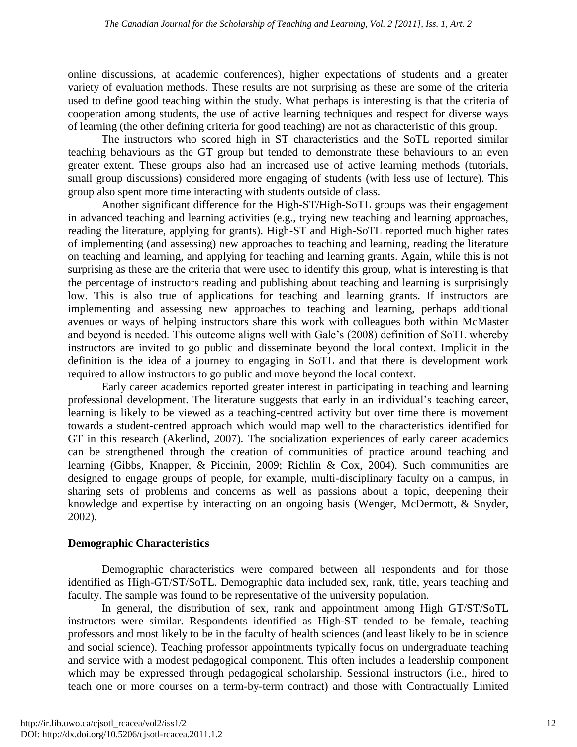online discussions, at academic conferences), higher expectations of students and a greater variety of evaluation methods. These results are not surprising as these are some of the criteria used to define good teaching within the study. What perhaps is interesting is that the criteria of cooperation among students, the use of active learning techniques and respect for diverse ways of learning (the other defining criteria for good teaching) are not as characteristic of this group.

The instructors who scored high in ST characteristics and the SoTL reported similar teaching behaviours as the GT group but tended to demonstrate these behaviours to an even greater extent. These groups also had an increased use of active learning methods (tutorials, small group discussions) considered more engaging of students (with less use of lecture). This group also spent more time interacting with students outside of class.

Another significant difference for the High-ST/High-SoTL groups was their engagement in advanced teaching and learning activities (e.g., trying new teaching and learning approaches, reading the literature, applying for grants). High-ST and High-SoTL reported much higher rates of implementing (and assessing) new approaches to teaching and learning, reading the literature on teaching and learning, and applying for teaching and learning grants. Again, while this is not surprising as these are the criteria that were used to identify this group, what is interesting is that the percentage of instructors reading and publishing about teaching and learning is surprisingly low. This is also true of applications for teaching and learning grants. If instructors are implementing and assessing new approaches to teaching and learning, perhaps additional avenues or ways of helping instructors share this work with colleagues both within McMaster and beyond is needed. This outcome aligns well with Gale's (2008) definition of SoTL whereby instructors are invited to go public and disseminate beyond the local context. Implicit in the definition is the idea of a journey to engaging in SoTL and that there is development work required to allow instructors to go public and move beyond the local context.

Early career academics reported greater interest in participating in teaching and learning professional development. The literature suggests that early in an individual's teaching career, learning is likely to be viewed as a teaching-centred activity but over time there is movement towards a student-centred approach which would map well to the characteristics identified for GT in this research (Akerlind, 2007). The socialization experiences of early career academics can be strengthened through the creation of communities of practice around teaching and learning (Gibbs, Knapper, & Piccinin, 2009; Richlin & Cox, 2004). Such communities are designed to engage groups of people, for example, multi-disciplinary faculty on a campus, in sharing sets of problems and concerns as well as passions about a topic, deepening their knowledge and expertise by interacting on an ongoing basis (Wenger, McDermott, & Snyder, 2002).

**Demographic Characteristics**

Demographic characteristics were compared between all respondents and for those identified as High-GT/ST/SoTL. Demographic data included sex, rank, title, years teaching and faculty. The sample was found to be representative of the university population.

In general, the distribution of sex, rank and appointment among High GT/ST/SoTL instructors were similar. Respondents identified as High-ST tended to be female, teaching professors and most likely to be in the faculty of health sciences (and least likely to be in science and social science). Teaching professor appointments typically focus on undergraduate teaching and service with a modest pedagogical component. This often includes a leadership component which may be expressed through pedagogical scholarship. Sessional instructors (i.e., hired to teach one or more courses on a term-by-term contract) and those with Contractually Limited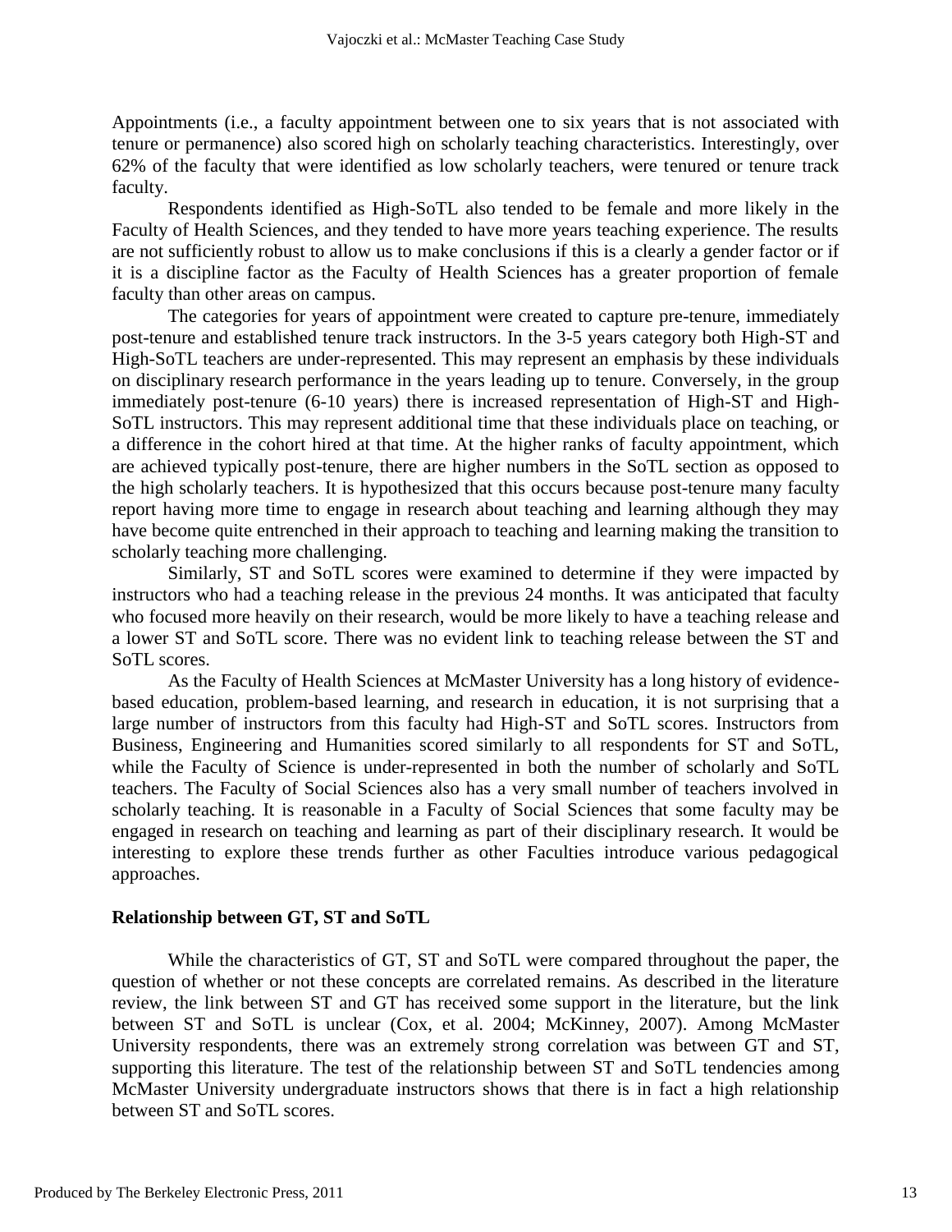Appointments (i.e., a faculty appointment between one to six years that is not associated with tenure or permanence) also scored high on scholarly teaching characteristics. Interestingly, over 62% of the faculty that were identified as low scholarly teachers, were tenured or tenure track faculty.

Respondents identified as High-SoTL also tended to be female and more likely in the Faculty of Health Sciences, and they tended to have more years teaching experience. The results are not sufficiently robust to allow us to make conclusions if this is a clearly a gender factor or if it is a discipline factor as the Faculty of Health Sciences has a greater proportion of female faculty than other areas on campus.

The categories for years of appointment were created to capture pre-tenure, immediately post-tenure and established tenure track instructors. In the 3-5 years category both High-ST and High-SoTL teachers are under-represented. This may represent an emphasis by these individuals on disciplinary research performance in the years leading up to tenure. Conversely, in the group immediately post-tenure (6-10 years) there is increased representation of High-ST and High-SoTL instructors. This may represent additional time that these individuals place on teaching, or a difference in the cohort hired at that time. At the higher ranks of faculty appointment, which are achieved typically post-tenure, there are higher numbers in the SoTL section as opposed to the high scholarly teachers. It is hypothesized that this occurs because post-tenure many faculty report having more time to engage in research about teaching and learning although they may have become quite entrenched in their approach to teaching and learning making the transition to scholarly teaching more challenging.

Similarly, ST and SoTL scores were examined to determine if they were impacted by instructors who had a teaching release in the previous 24 months. It was anticipated that faculty who focused more heavily on their research, would be more likely to have a teaching release and a lower ST and SoTL score. There was no evident link to teaching release between the ST and SoTL scores.

As the Faculty of Health Sciences at McMaster University has a long history of evidence-based education, problem-based learning, and research in education, it is not surprising that a large number of instructors from this faculty had High-ST and SoTL scores. Instructors from Business, Engineering and Humanities scored similarly to all respondents for ST and SoTL, while the Faculty of Science is under-represented in both the number of scholarly and SoTL teachers. The Faculty of Social Sciences also has a very small number of teachers involved in scholarly teaching. It is reasonable in a Faculty of Social Sciences that some faculty may be engaged in research on teaching and learning as part of their disciplinary research. It would be interesting to explore these trends further as other Faculties introduce various pedagogical approaches.

**Relationship between GT, ST and SoTL**

While the characteristics of GT, ST and SoTL were compared throughout the paper, the question of whether or not these concepts are correlated remains. As described in the literature review, the link between ST and GT has received some support in the literature, but the link between ST and SoTL is unclear (Cox, et al. 2004; McKinney, 2007). Among McMaster University respondents, there was an extremely strong correlation was between GT and ST, supporting this literature. The test of the relationship between ST and SoTL tendencies among McMaster University undergraduate instructors shows that there is in fact a high relationship between ST and SoTL scores.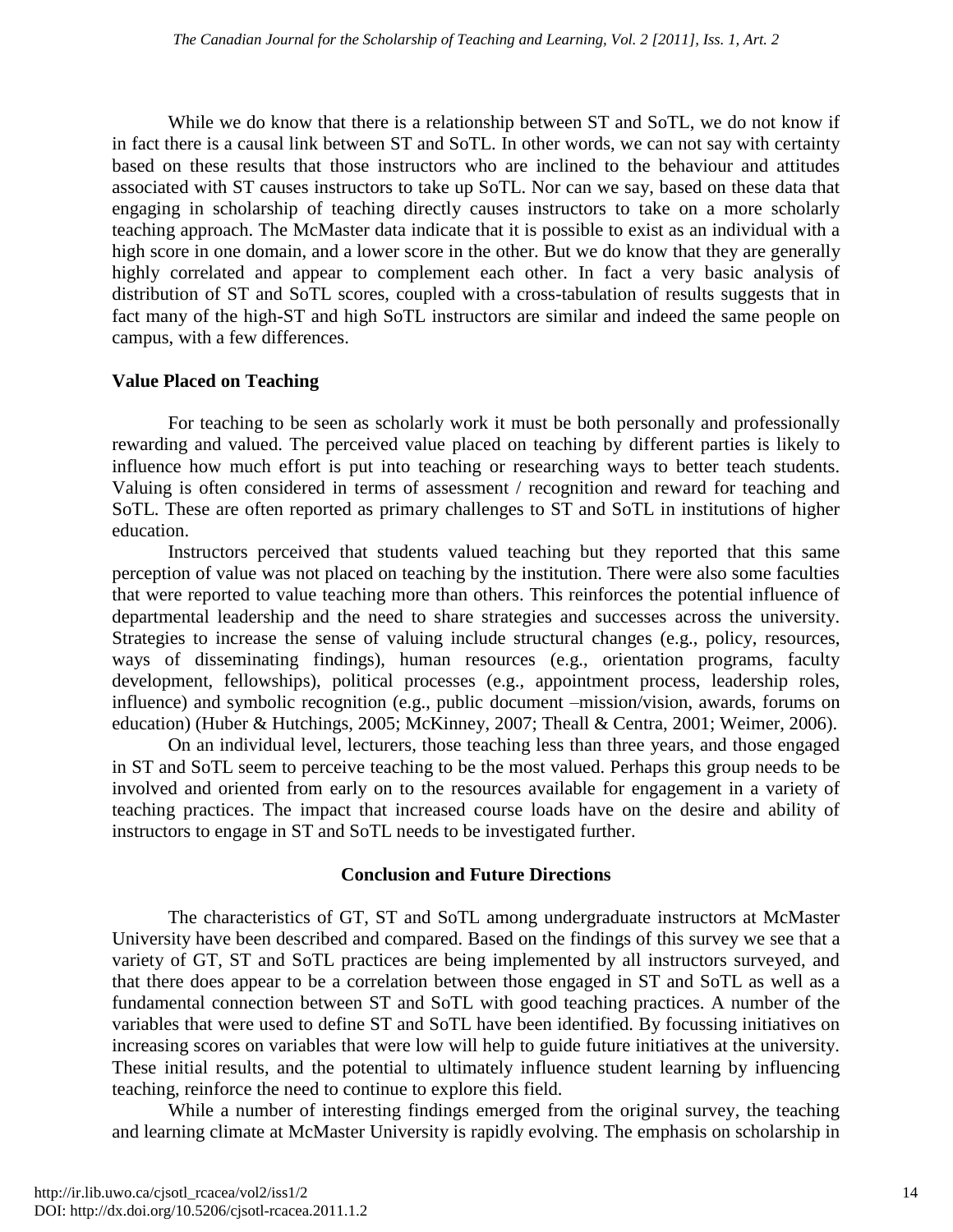While we do know that there is a relationship between ST and SoTL, we do not know if in fact there is a causal link between ST and SoTL. In other words, we can not say with certainty based on these results that those instructors who are inclined to the behaviour and attitudes associated with ST causes instructors to take up SoTL. Nor can we say, based on these data that engaging in scholarship of teaching directly causes instructors to take on a more scholarly teaching approach. The McMaster data indicate that it is possible to exist as an individual with a high score in one domain, and a lower score in the other. But we do know that they are generally highly correlated and appear to complement each other. In fact a very basic analysis of distribution of ST and SoTL scores, coupled with a cross-tabulation of results suggests that in fact many of the high-ST and high SoTL instructors are similar and indeed the same people on campus, with a few differences.

### Value Placed on Teaching

For teaching to be seen as scholarly work it must be both personally and professionally rewarding and valued. The perceived value placed on teaching by different parties is likely to influence how much effort is put into teaching or researching ways to better teach students. Valuing is often considered in terms of assessment / recognition and reward for teaching and SoTL. These are often reported as primary challenges to ST and SoTL in institutions of higher education.

Instructors perceived that students valued teaching but they reported that this same perception of value was not placed on teaching by the institution. There were also some faculties that were reported to value teaching more than others. This reinforces the potential influence of departmental leadership and the need to share strategies and successes across the university. Strategies to increase the sense of valuing include structural changes (e.g., policy, resources, ways of disseminating findings), human resources (e.g., orientation programs, faculty development, fellowships), political processes (e.g., appointment process, leadership roles, influence) and symbolic recognition (e.g., public document –mission/vision, awards, forums on education) (Huber & Hutchings, 2005; McKinney, 2007; Theall & Centra, 2001; Weimer, 2006).

On an individual level, lecturers, those teaching less than three years, and those engaged in ST and SoTL seem to perceive teaching to be the most valued. Perhaps this group needs to be involved and oriented from early on to the resources available for engagement in a variety of teaching practices. The impact that increased course loads have on the desire and ability of instructors to engage in ST and SoTL needs to be investigated further.

## Conclusion and Future Directions

The characteristics of GT, ST and SoTL among undergraduate instructors at McMaster University have been described and compared. Based on the findings of this survey we see that a variety of GT, ST and SoTL practices are being implemented by all instructors surveyed, and that there does appear to be a correlation between those engaged in ST and SoTL as well as a fundamental connection between ST and SoTL with good teaching practices. A number of the variables that were used to define ST and SoTL have been identified. By focussing initiatives on increasing scores on variables that were low will help to guide future initiatives at the university. These initial results, and the potential to ultimately influence student learning by influencing teaching, reinforce the need to continue to explore this field.

While a number of interesting findings emerged from the original survey, the teaching and learning climate at McMaster University is rapidly evolving. The emphasis on scholarship in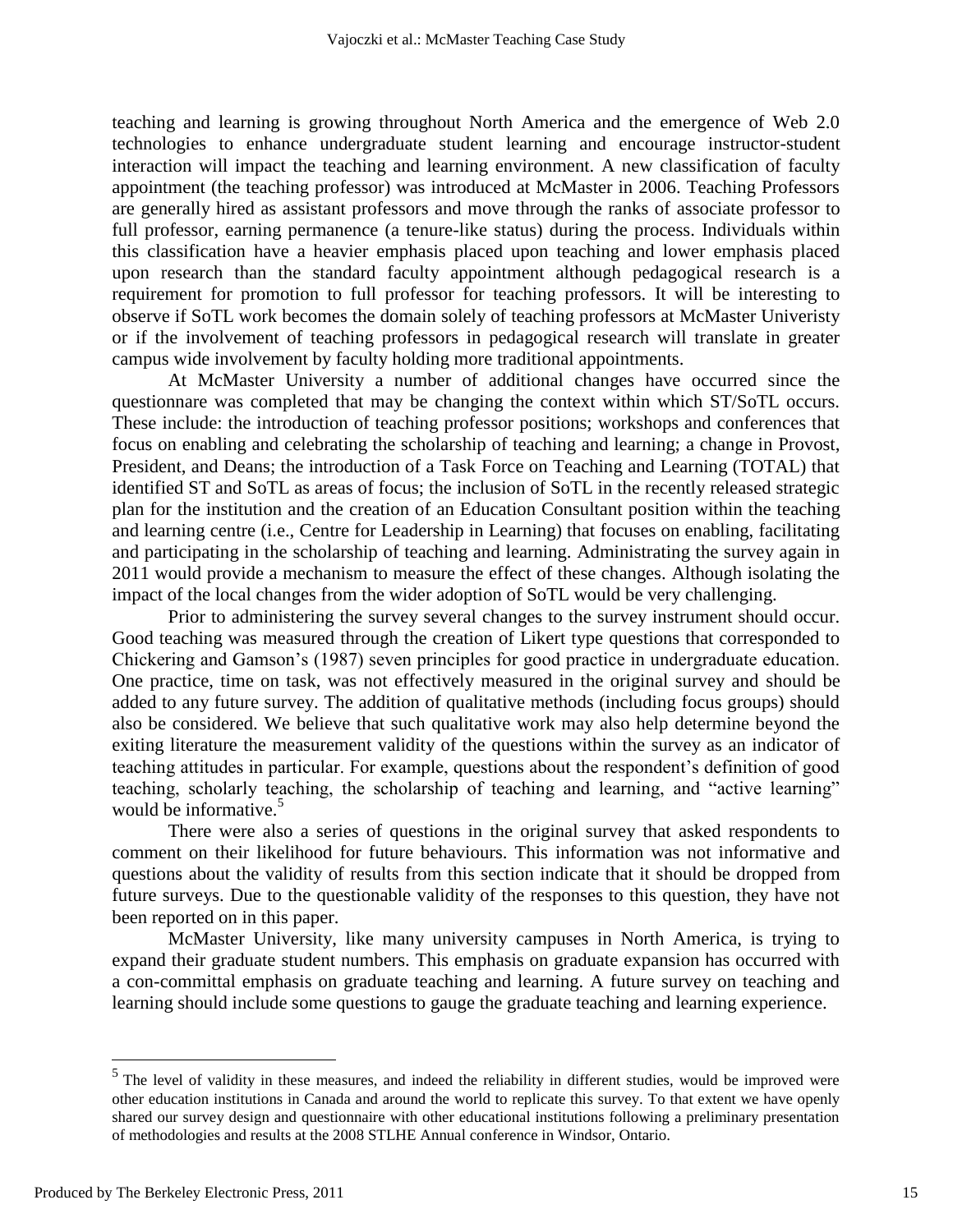teaching and learning is growing throughout North America and the emergence of Web 2.0 technologies to enhance undergraduate student learning and encourage instructor-student interaction will impact the teaching and learning environment. A new classification of faculty appointment (the teaching professor) was introduced at McMaster in 2006. Teaching Professors are generally hired as assistant professors and move through the ranks of associate professor to full professor, earning permanence (a tenure-like status) during the process. Individuals within this classification have a heavier emphasis placed upon teaching and lower emphasis placed upon research than the standard faculty appointment although pedagogical research is a requirement for promotion to full professor for teaching professors. It will be interesting to observe if SoTL work becomes the domain solely of teaching professors at McMaster Univeristy or if the involvement of teaching professors in pedagogical research will translate in greater campus wide involvement by faculty holding more traditional appointments.

At McMaster University a number of additional changes have occurred since the questionnare was completed that may be changing the context within which ST/SoTL occurs. These include: the introduction of teaching professor positions; workshops and conferences that focus on enabling and celebrating the scholarship of teaching and learning; a change in Provost, President, and Deans; the introduction of a Task Force on Teaching and Learning (TOTAL) that identified ST and SoTL as areas of focus; the inclusion of SoTL in the recently released strategic plan for the institution and the creation of an Education Consultant position within the teaching and learning centre (i.e., Centre for Leadership in Learning) that focuses on enabling, facilitating and participating in the scholarship of teaching and learning. Administrating the survey again in 2011 would provide a mechanism to measure the effect of these changes. Although isolating the impact of the local changes from the wider adoption of SoTL would be very challenging.

Prior to administering the survey several changes to the survey instrument should occur. Good teaching was measured through the creation of Likert type questions that corresponded to Chickering and Gamson's (1987) seven principles for good practice in undergraduate education. One practice, time on task, was not effectively measured in the original survey and should be added to any future survey. The addition of qualitative methods (including focus groups) should also be considered. We believe that such qualitative work may also help determine beyond the exiting literature the measurement validity of the questions within the survey as an indicator of teaching attitudes in particular. For example, questions about the respondent's definition of good teaching, scholarly teaching, the scholarship of teaching and learning, and "active learning" would be informative.[5]

There were also a series of questions in the original survey that asked respondents to comment on their likelihood for future behaviours. This information was not informative and questions about the validity of results from this section indicate that it should be dropped from future surveys. Due to the questionable validity of the responses to this question, they have not been reported on in this paper.

McMaster University, like many university campuses in North America, is trying to expand their graduate student numbers. This emphasis on graduate expansion has occurred with a con-committal emphasis on graduate teaching and learning. A future survey on teaching and learning should include some questions to gauge the graduate teaching and learning experience.

---

[5] The level of validity in these measures, and indeed the reliability in different studies, would be improved were other education institutions in Canada and around the world to replicate this survey. To that extent we have openly shared our survey design and questionnaire with other educational institutions following a preliminary presentation of methodologies and results at the 2008 STLHE Annual conference in Windsor, Ontario.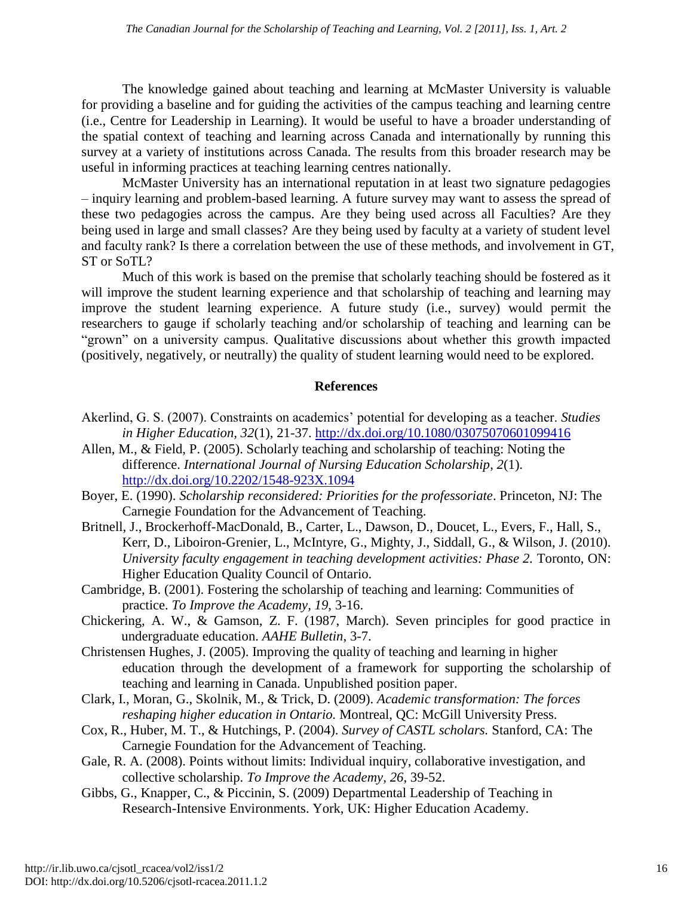The knowledge gained about teaching and learning at McMaster University is valuable for providing a baseline and for guiding the activities of the campus teaching and learning centre (i.e., Centre for Leadership in Learning). It would be useful to have a broader understanding of the spatial context of teaching and learning across Canada and internationally by running this survey at a variety of institutions across Canada. The results from this broader research may be useful in informing practices at teaching learning centres nationally.

McMaster University has an international reputation in at least two signature pedagogies – inquiry learning and problem-based learning. A future survey may want to assess the spread of these two pedagogies across the campus. Are they being used across all Faculties? Are they being used in large and small classes? Are they being used by faculty at a variety of student level and faculty rank? Is there a correlation between the use of these methods, and involvement in GT, ST or SoTL?

Much of this work is based on the premise that scholarly teaching should be fostered as it will improve the student learning experience and that scholarship of teaching and learning may improve the student learning experience. A future study (i.e., survey) would permit the researchers to gauge if scholarly teaching and/or scholarship of teaching and learning can be "grown" on a university campus. Qualitative discussions about whether this growth impacted (positively, negatively, or neutrally) the quality of student learning would need to be explored.

## References

Akerlind, G. S. (2007). Constraints on academics' potential for developing as a teacher. *Studies in Higher Education, 32*(1), 21-37. http://dx.doi.org/10.1080/03075070601099416

Allen, M., & Field, P. (2005). Scholarly teaching and scholarship of teaching: Noting the difference. *International Journal of Nursing Education Scholarship*, *2*(1). http://dx.doi.org/10.2202/1548-923X.1094

Boyer, E. (1990). *Scholarship reconsidered: Priorities for the professoriate*. Princeton, NJ: The Carnegie Foundation for the Advancement of Teaching.

Britnell, J., Brockerhoff-MacDonald, B., Carter, L., Dawson, D., Doucet, L., Evers, F., Hall, S., Kerr, D., Liboiron-Grenier, L., McIntyre, G., Mighty, J., Siddall, G., & Wilson, J. (2010). *University faculty engagement in teaching development activities: Phase 2.* Toronto, ON: Higher Education Quality Council of Ontario.

Cambridge, B. (2001). Fostering the scholarship of teaching and learning: Communities of practice. *To Improve the Academy, 19*, 3-16.

Chickering, A. W., & Gamson, Z. F. (1987, March). Seven principles for good practice in undergraduate education. *AAHE Bulletin*, 3-7.

Christensen Hughes, J. (2005). Improving the quality of teaching and learning in higher education through the development of a framework for supporting the scholarship of teaching and learning in Canada. Unpublished position paper.

Clark, I., Moran, G., Skolnik, M., & Trick, D. (2009). *Academic transformation: The forces reshaping higher education in Ontario.* Montreal, QC: McGill University Press.

Cox, R., Huber, M. T., & Hutchings, P. (2004). *Survey of CASTL scholars.* Stanford, CA: The Carnegie Foundation for the Advancement of Teaching.

Gale, R. A. (2008). Points without limits: Individual inquiry, collaborative investigation, and collective scholarship. *To Improve the Academy, 26*, 39-52.

Gibbs, G., Knapper, C., & Piccinin, S. (2009) Departmental Leadership of Teaching in Research-Intensive Environments. York, UK: Higher Education Academy.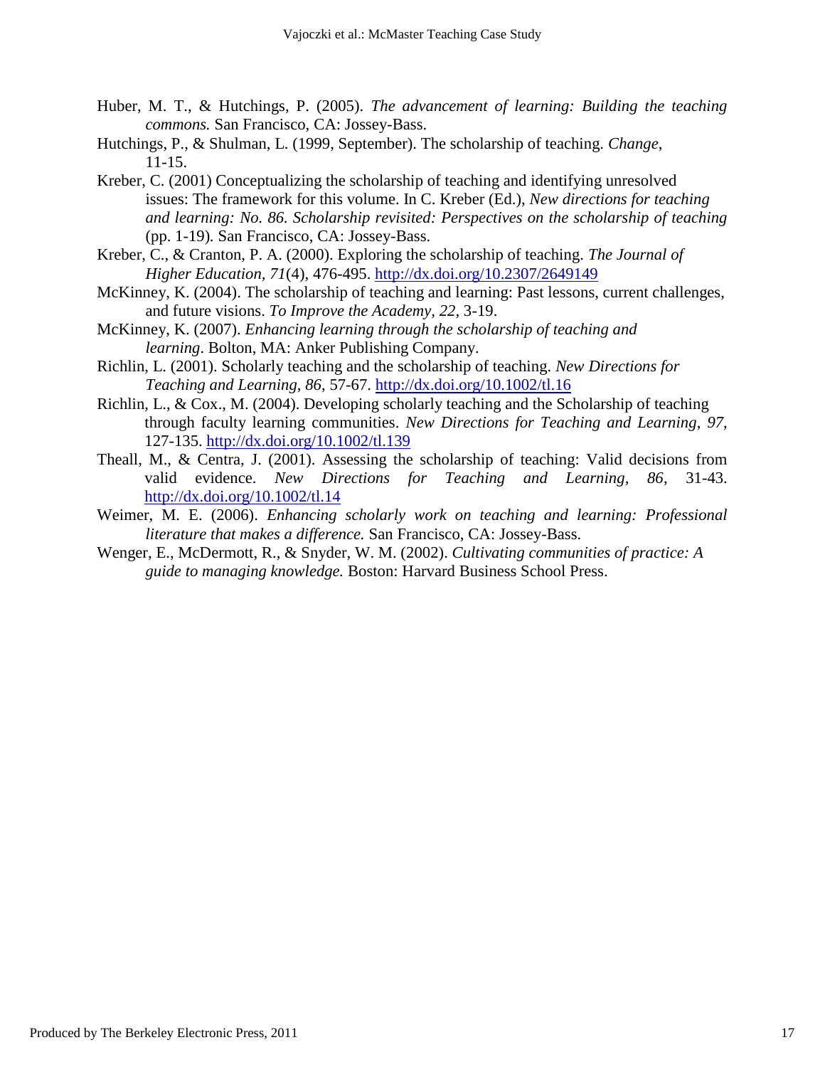Huber, M. T., & Hutchings, P. (2005). *The advancement of learning: Building the teaching commons.* San Francisco, CA: Jossey-Bass.

Hutchings, P., & Shulman, L. (1999, September). The scholarship of teaching. *Change*, 11-15.

Kreber, C. (2001) Conceptualizing the scholarship of teaching and identifying unresolved issues: The framework for this volume. In C. Kreber (Ed.), *New directions for teaching and learning: No. 86. Scholarship revisited: Perspectives on the scholarship of teaching* (pp. 1-19)*.* San Francisco, CA: Jossey-Bass.

Kreber, C., & Cranton, P. A. (2000). Exploring the scholarship of teaching. *The Journal of Higher Education, 71*(4), 476-495. http://dx.doi.org/10.2307/2649149

McKinney, K. (2004). The scholarship of teaching and learning: Past lessons, current challenges, and future visions. *To Improve the Academy, 22*, 3-19.

McKinney, K. (2007). *Enhancing learning through the scholarship of teaching and learning*. Bolton, MA: Anker Publishing Company.

Richlin, L. (2001). Scholarly teaching and the scholarship of teaching. *New Directions for Teaching and Learning, 86*, 57-67. http://dx.doi.org/10.1002/tl.16

Richlin, L., & Cox., M. (2004). Developing scholarly teaching and the Scholarship of teaching through faculty learning communities. *New Directions for Teaching and Learning*, *97*, 127-135. http://dx.doi.org/10.1002/tl.139

Theall, M., & Centra, J. (2001). Assessing the scholarship of teaching: Valid decisions from valid evidence. *New Directions for Teaching and Learning, 86*, 31-43. http://dx.doi.org/10.1002/tl.14

Weimer, M. E. (2006). *Enhancing scholarly work on teaching and learning: Professional literature that makes a difference.* San Francisco, CA: Jossey-Bass.

Wenger, E., McDermott, R., & Snyder, W. M. (2002). *Cultivating communities of practice: A guide to managing knowledge.* Boston: Harvard Business School Press.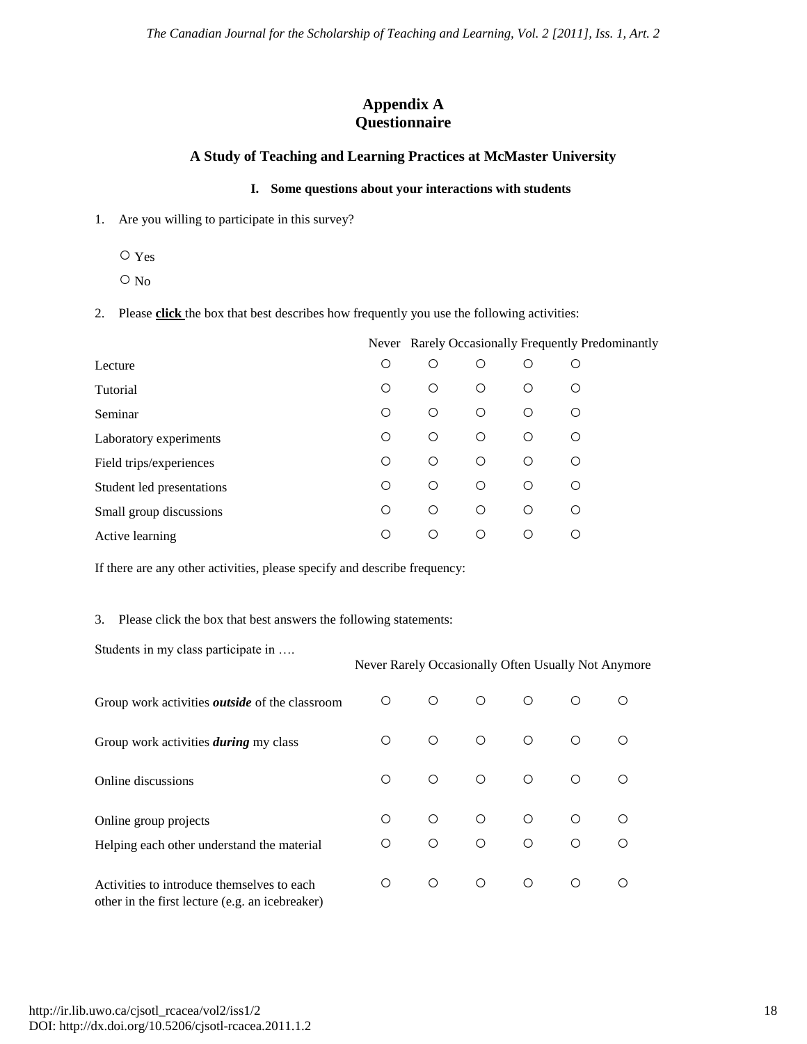# Appendix A
# Questionnaire

## A Study of Teaching and Learning Practices at McMaster University

### I. Some questions about your interactions with students

1. Are you willing to participate in this survey?

 ○ Yes

 ○ No

2. Please **click** the box that best describes how frequently you use the following activities:

| | Never | Rarely | Occasionally | Frequently | Predominantly |
|---|---|---|---|---|---|
| Lecture | ○ | ○ | ○ | ○ | ○ |
| Tutorial | ○ | ○ | ○ | ○ | ○ |
| Seminar | ○ | ○ | ○ | ○ | ○ |
| Laboratory experiments | ○ | ○ | ○ | ○ | ○ |
| Field trips/experiences | ○ | ○ | ○ | ○ | ○ |
| Student led presentations | ○ | ○ | ○ | ○ | ○ |
| Small group discussions | ○ | ○ | ○ | ○ | ○ |
| Active learning | ○ | ○ | ○ | ○ | ○ |

If there are any other activities, please specify and describe frequency:

3. Please click the box that best answers the following statements:

Students in my class participate in ….

| | Never | Rarely | Occasionally | Often | Usually | Not Anymore |
|---|---|---|---|---|---|---|
| Group work activities ***outside*** of the classroom | ○ | ○ | ○ | ○ | ○ | ○ |
| Group work activities ***during*** my class | ○ | ○ | ○ | ○ | ○ | ○ |
| Online discussions | ○ | ○ | ○ | ○ | ○ | ○ |
| Online group projects | ○ | ○ | ○ | ○ | ○ | ○ |
| Helping each other understand the material | ○ | ○ | ○ | ○ | ○ | ○ |
| Activities to introduce themselves to each other in the first lecture (e.g. an icebreaker) | ○ | ○ | ○ | ○ | ○ | ○ |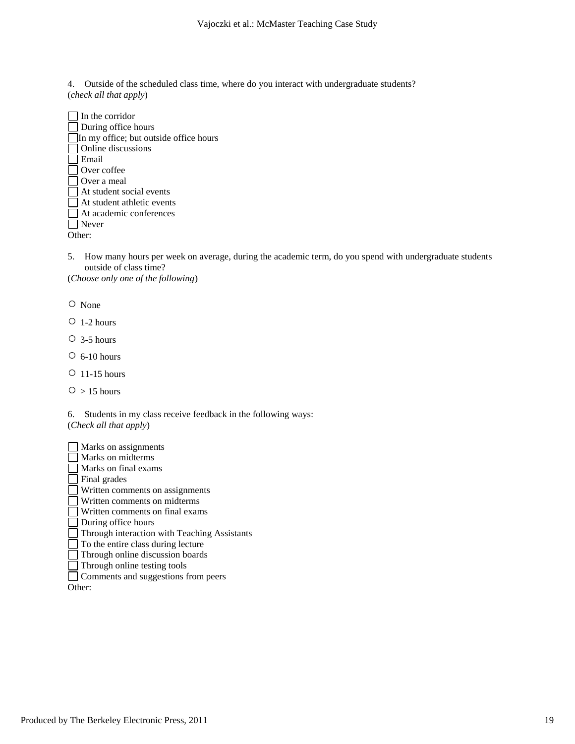4. Outside of the scheduled class time, where do you interact with undergraduate students?
(*check all that apply*)

- [ ] In the corridor
- [ ] During office hours
- [ ] In my office; but outside office hours
- [ ] Online discussions
- [ ] Email
- [ ] Over coffee
- [ ] Over a meal
- [ ] At student social events
- [ ] At student athletic events
- [ ] At academic conferences
- [ ] Never

Other:

5. How many hours per week on average, during the academic term, do you spend with undergraduate students outside of class time?
(*Choose only one of the following*)

- ○ None
- ○ 1-2 hours
- ○ 3-5 hours
- ○ 6-10 hours
- ○ 11-15 hours
- ○ > 15 hours

6. Students in my class receive feedback in the following ways:
(*Check all that apply*)

- [ ] Marks on assignments
- [ ] Marks on midterms
- [ ] Marks on final exams
- [ ] Final grades
- [ ] Written comments on assignments
- [ ] Written comments on midterms
- [ ] Written comments on final exams
- [ ] During office hours
- [ ] Through interaction with Teaching Assistants
- [ ] To the entire class during lecture
- [ ] Through online discussion boards
- [ ] Through online testing tools
- [ ] Comments and suggestions from peers

Other: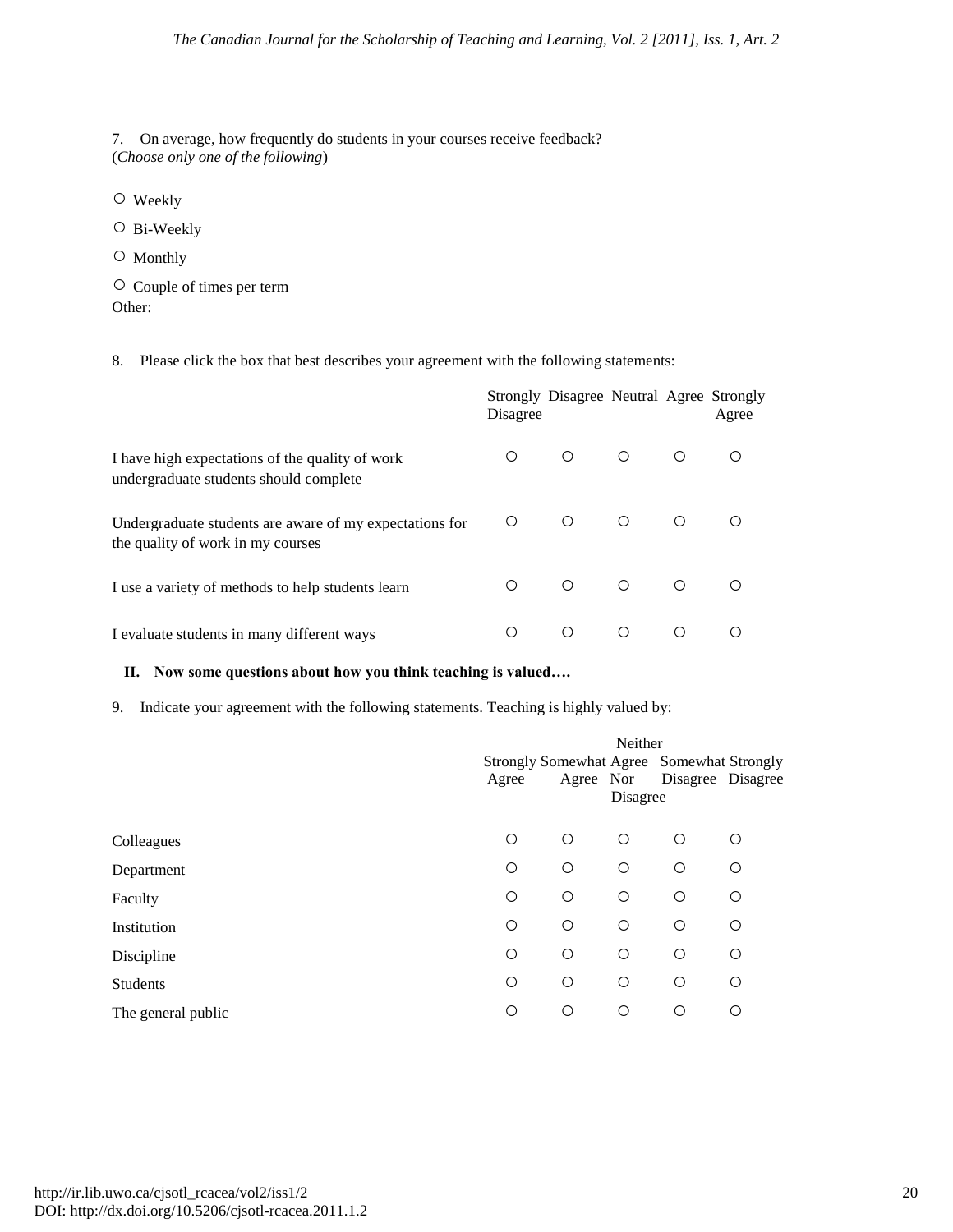7. On average, how frequently do students in your courses receive feedback?
(*Choose only one of the following*)

○ Weekly

○ Bi-Weekly

○ Monthly

○ Couple of times per term

Other:

8. Please click the box that best describes your agreement with the following statements:

| | Strongly Disagree | Disagree | Neutral | Agree | Strongly Agree |
|---|---|---|---|---|---|
| I have high expectations of the quality of work undergraduate students should complete | ○ | ○ | ○ | ○ | ○ |
| Undergraduate students are aware of my expectations for the quality of work in my courses | ○ | ○ | ○ | ○ | ○ |
| I use a variety of methods to help students learn | ○ | ○ | ○ | ○ | ○ |
| I evaluate students in many different ways | ○ | ○ | ○ | ○ | ○ |

**II. Now some questions about how you think teaching is valued….**

9. Indicate your agreement with the following statements. Teaching is highly valued by:

| | Strongly Agree | Somewhat Agree | Neither Agree Nor Disagree | Somewhat Disagree | Strongly Disagree |
|---|---|---|---|---|---|
| Colleagues | ○ | ○ | ○ | ○ | ○ |
| Department | ○ | ○ | ○ | ○ | ○ |
| Faculty | ○ | ○ | ○ | ○ | ○ |
| Institution | ○ | ○ | ○ | ○ | ○ |
| Discipline | ○ | ○ | ○ | ○ | ○ |
| Students | ○ | ○ | ○ | ○ | ○ |
| The general public | ○ | ○ | ○ | ○ | ○ |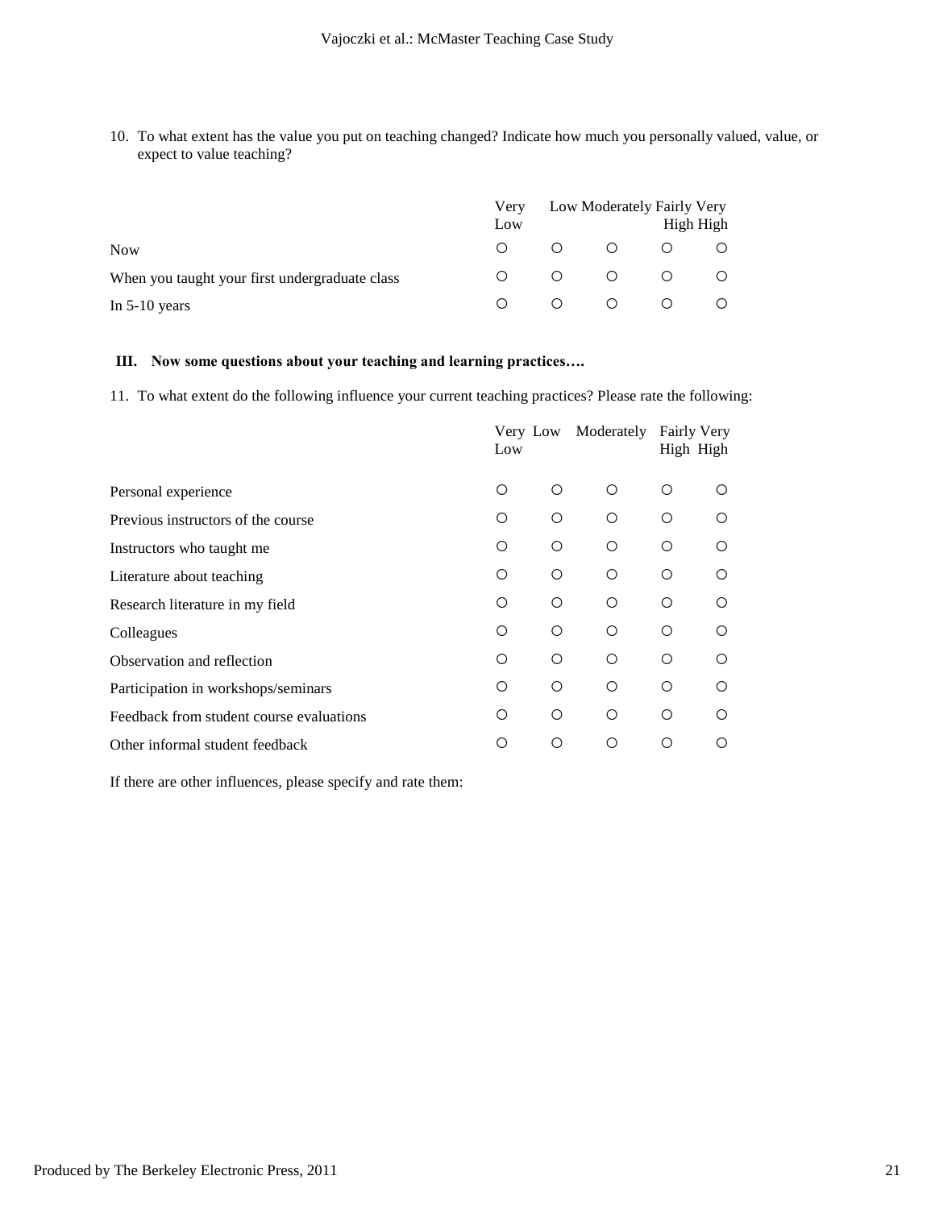10. To what extent has the value you put on teaching changed? Indicate how much you personally valued, value, or expect to value teaching?

| | Very Low | Low | Moderately | Fairly High | Very High |
|---|---|---|---|---|---|
| Now | ○ | ○ | ○ | ○ | ○ |
| When you taught your first undergraduate class | ○ | ○ | ○ | ○ | ○ |
| In 5-10 years | ○ | ○ | ○ | ○ | ○ |

**III. Now some questions about your teaching and learning practices….**

11. To what extent do the following influence your current teaching practices? Please rate the following:

| | Very Low | Low | Moderately | Fairly High | Very High |
|---|---|---|---|---|---|
| Personal experience | ○ | ○ | ○ | ○ | ○ |
| Previous instructors of the course | ○ | ○ | ○ | ○ | ○ |
| Instructors who taught me | ○ | ○ | ○ | ○ | ○ |
| Literature about teaching | ○ | ○ | ○ | ○ | ○ |
| Research literature in my field | ○ | ○ | ○ | ○ | ○ |
| Colleagues | ○ | ○ | ○ | ○ | ○ |
| Observation and reflection | ○ | ○ | ○ | ○ | ○ |
| Participation in workshops/seminars | ○ | ○ | ○ | ○ | ○ |
| Feedback from student course evaluations | ○ | ○ | ○ | ○ | ○ |
| Other informal student feedback | ○ | ○ | ○ | ○ | ○ |

If there are other influences, please specify and rate them: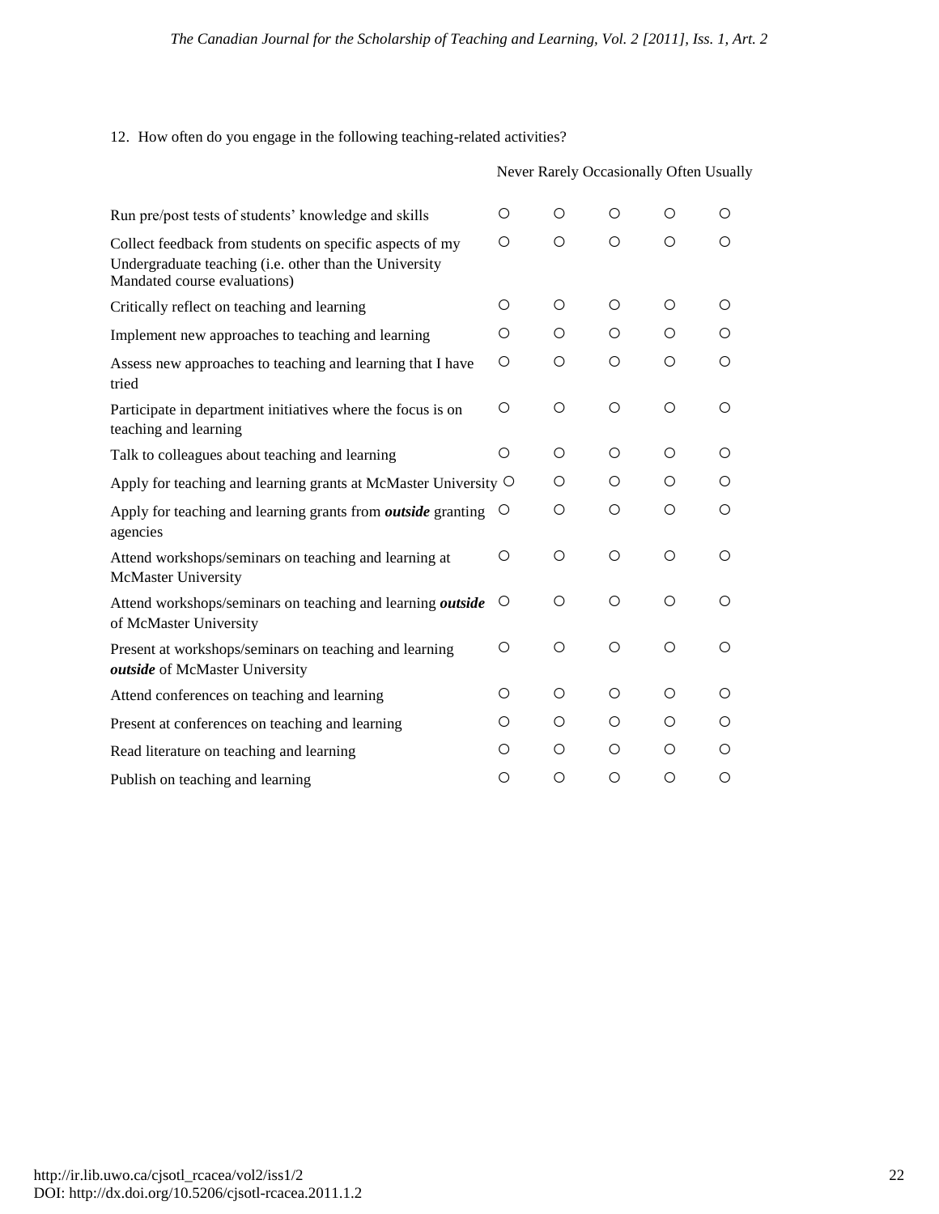12. How often do you engage in the following teaching-related activities?

| | Never | Rarely | Occasionally | Often | Usually |
|---|---|---|---|---|---|
| Run pre/post tests of students' knowledge and skills | ○ | ○ | ○ | ○ | ○ |
| Collect feedback from students on specific aspects of my Undergraduate teaching (i.e. other than the University Mandated course evaluations) | ○ | ○ | ○ | ○ | ○ |
| Critically reflect on teaching and learning | ○ | ○ | ○ | ○ | ○ |
| Implement new approaches to teaching and learning | ○ | ○ | ○ | ○ | ○ |
| Assess new approaches to teaching and learning that I have tried | ○ | ○ | ○ | ○ | ○ |
| Participate in department initiatives where the focus is on teaching and learning | ○ | ○ | ○ | ○ | ○ |
| Talk to colleagues about teaching and learning | ○ | ○ | ○ | ○ | ○ |
| Apply for teaching and learning grants at McMaster University | ○ | ○ | ○ | ○ | ○ |
| Apply for teaching and learning grants from ***outside*** granting agencies | ○ | ○ | ○ | ○ | ○ |
| Attend workshops/seminars on teaching and learning at McMaster University | ○ | ○ | ○ | ○ | ○ |
| Attend workshops/seminars on teaching and learning ***outside*** of McMaster University | ○ | ○ | ○ | ○ | ○ |
| Present at workshops/seminars on teaching and learning ***outside*** of McMaster University | ○ | ○ | ○ | ○ | ○ |
| Attend conferences on teaching and learning | ○ | ○ | ○ | ○ | ○ |
| Present at conferences on teaching and learning | ○ | ○ | ○ | ○ | ○ |
| Read literature on teaching and learning | ○ | ○ | ○ | ○ | ○ |
| Publish on teaching and learning | ○ | ○ | ○ | ○ | ○ |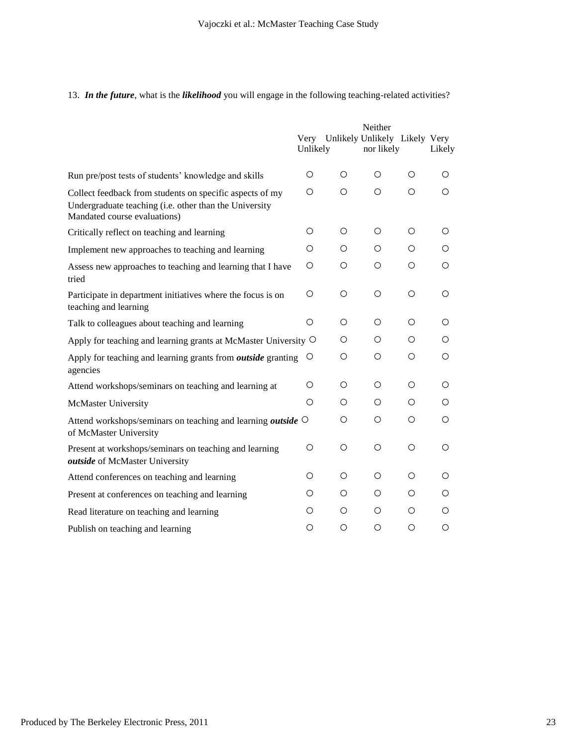13. ***In the future***, what is the ***likelihood*** you will engage in the following teaching-related activities?

| | Very Unlikely | Unlikely | Neither Unlikely nor likely | Likely | Very Likely |
|---|---|---|---|---|---|
| Run pre/post tests of students' knowledge and skills | ○ | ○ | ○ | ○ | ○ |
| Collect feedback from students on specific aspects of my Undergraduate teaching (i.e. other than the University Mandated course evaluations) | ○ | ○ | ○ | ○ | ○ |
| Critically reflect on teaching and learning | ○ | ○ | ○ | ○ | ○ |
| Implement new approaches to teaching and learning | ○ | ○ | ○ | ○ | ○ |
| Assess new approaches to teaching and learning that I have tried | ○ | ○ | ○ | ○ | ○ |
| Participate in department initiatives where the focus is on teaching and learning | ○ | ○ | ○ | ○ | ○ |
| Talk to colleagues about teaching and learning | ○ | ○ | ○ | ○ | ○ |
| Apply for teaching and learning grants at McMaster University | ○ | ○ | ○ | ○ | ○ |
| Apply for teaching and learning grants from ***outside*** granting agencies | ○ | ○ | ○ | ○ | ○ |
| Attend workshops/seminars on teaching and learning at | ○ | ○ | ○ | ○ | ○ |
| McMaster University | ○ | ○ | ○ | ○ | ○ |
| Attend workshops/seminars on teaching and learning ***outside*** of McMaster University | ○ | ○ | ○ | ○ | ○ |
| Present at workshops/seminars on teaching and learning ***outside*** of McMaster University | ○ | ○ | ○ | ○ | ○ |
| Attend conferences on teaching and learning | ○ | ○ | ○ | ○ | ○ |
| Present at conferences on teaching and learning | ○ | ○ | ○ | ○ | ○ |
| Read literature on teaching and learning | ○ | ○ | ○ | ○ | ○ |
| Publish on teaching and learning | ○ | ○ | ○ | ○ | ○ |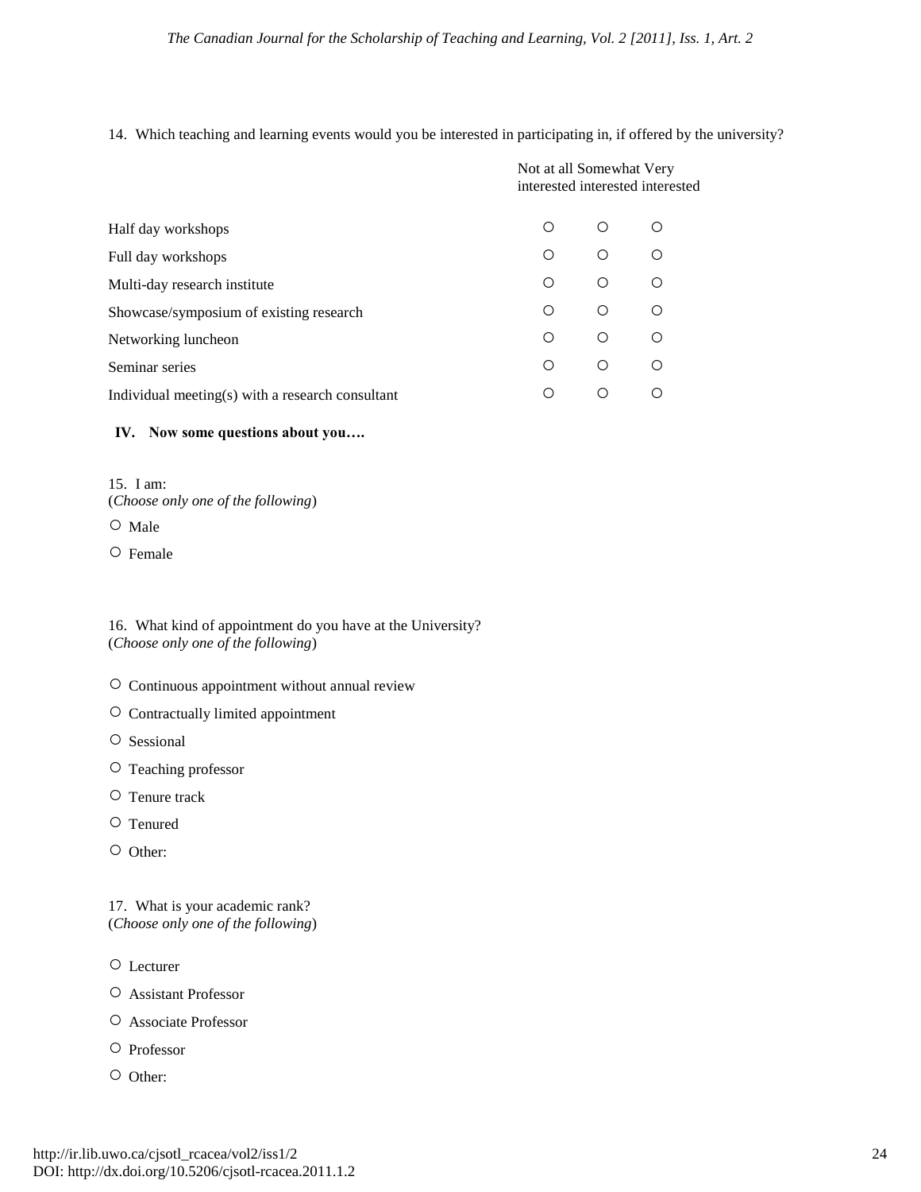14. Which teaching and learning events would you be interested in participating in, if offered by the university?

| | Not at all interested | Somewhat interested | Very interested |
|---|---|---|---|
| Half day workshops | ○ | ○ | ○ |
| Full day workshops | ○ | ○ | ○ |
| Multi-day research institute | ○ | ○ | ○ |
| Showcase/symposium of existing research | ○ | ○ | ○ |
| Networking luncheon | ○ | ○ | ○ |
| Seminar series | ○ | ○ | ○ |
| Individual meeting(s) with a research consultant | ○ | ○ | ○ |

**IV. Now some questions about you….**

15. I am:
(*Choose only one of the following*)

○ Male

○ Female

16. What kind of appointment do you have at the University?
(*Choose only one of the following*)

○ Continuous appointment without annual review

○ Contractually limited appointment

○ Sessional

○ Teaching professor

○ Tenure track

○ Tenured

○ Other:

17. What is your academic rank?
(*Choose only one of the following*)

○ Lecturer

○ Assistant Professor

○ Associate Professor

○ Professor

○ Other: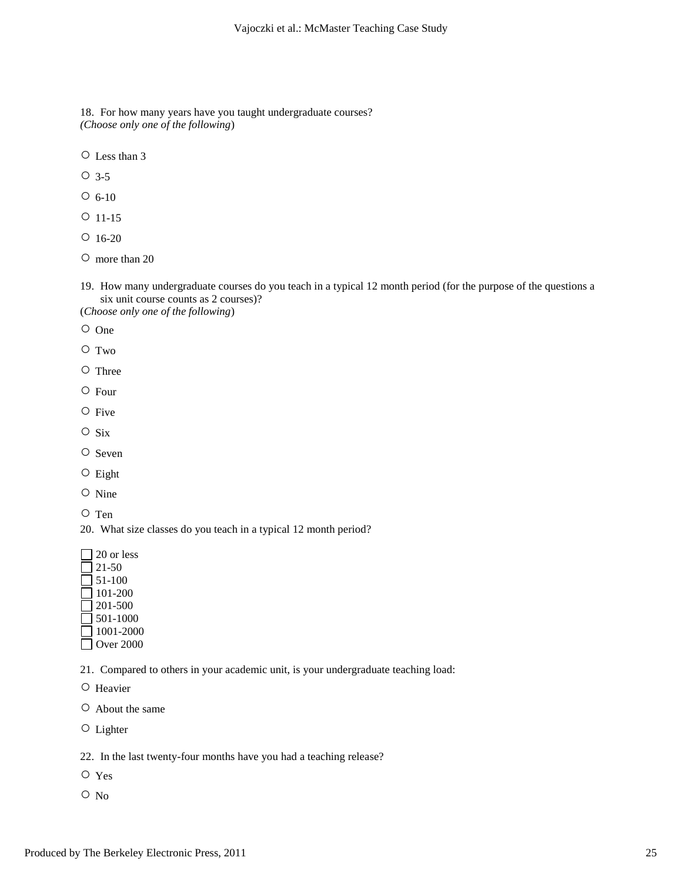18. For how many years have you taught undergraduate courses?
*(Choose only one of the following)*

- ○ Less than 3
- ○ 3-5
- ○ 6-10
- ○ 11-15
- ○ 16-20
- ○ more than 20

19. How many undergraduate courses do you teach in a typical 12 month period (for the purpose of the questions a six unit course counts as 2 courses)?
(*Choose only one of the following*)

- ○ One
- ○ Two
- ○ Three
- ○ Four
- ○ Five
- ○ Six
- ○ Seven
- ○ Eight
- ○ Nine
- ○ Ten

20. What size classes do you teach in a typical 12 month period?

- ☐ 20 or less
- ☐ 21-50
- ☐ 51-100
- ☐ 101-200
- ☐ 201-500
- ☐ 501-1000
- ☐ 1001-2000
- ☐ Over 2000

21. Compared to others in your academic unit, is your undergraduate teaching load:

- ○ Heavier
- ○ About the same
- ○ Lighter

22. In the last twenty-four months have you had a teaching release?

- ○ Yes
- ○ No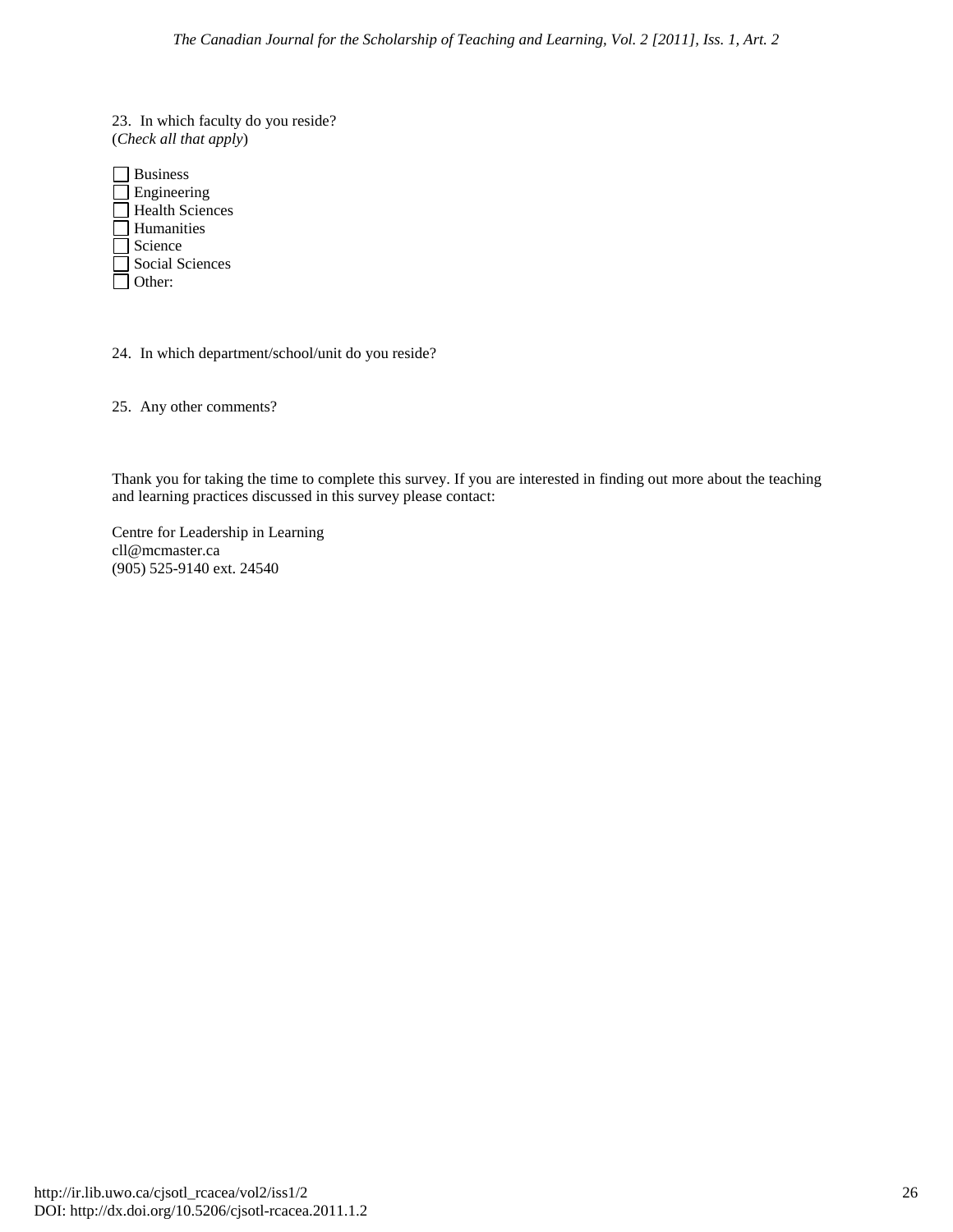23. In which faculty do you reside?
(*Check all that apply*)

- [ ] Business
- [ ] Engineering
- [ ] Health Sciences
- [ ] Humanities
- [ ] Science
- [ ] Social Sciences
- [ ] Other:

24. In which department/school/unit do you reside?

25. Any other comments?

Thank you for taking the time to complete this survey. If you are interested in finding out more about the teaching and learning practices discussed in this survey please contact:

Centre for Leadership in Learning
cll@mcmaster.ca
(905) 525-9140 ext. 24540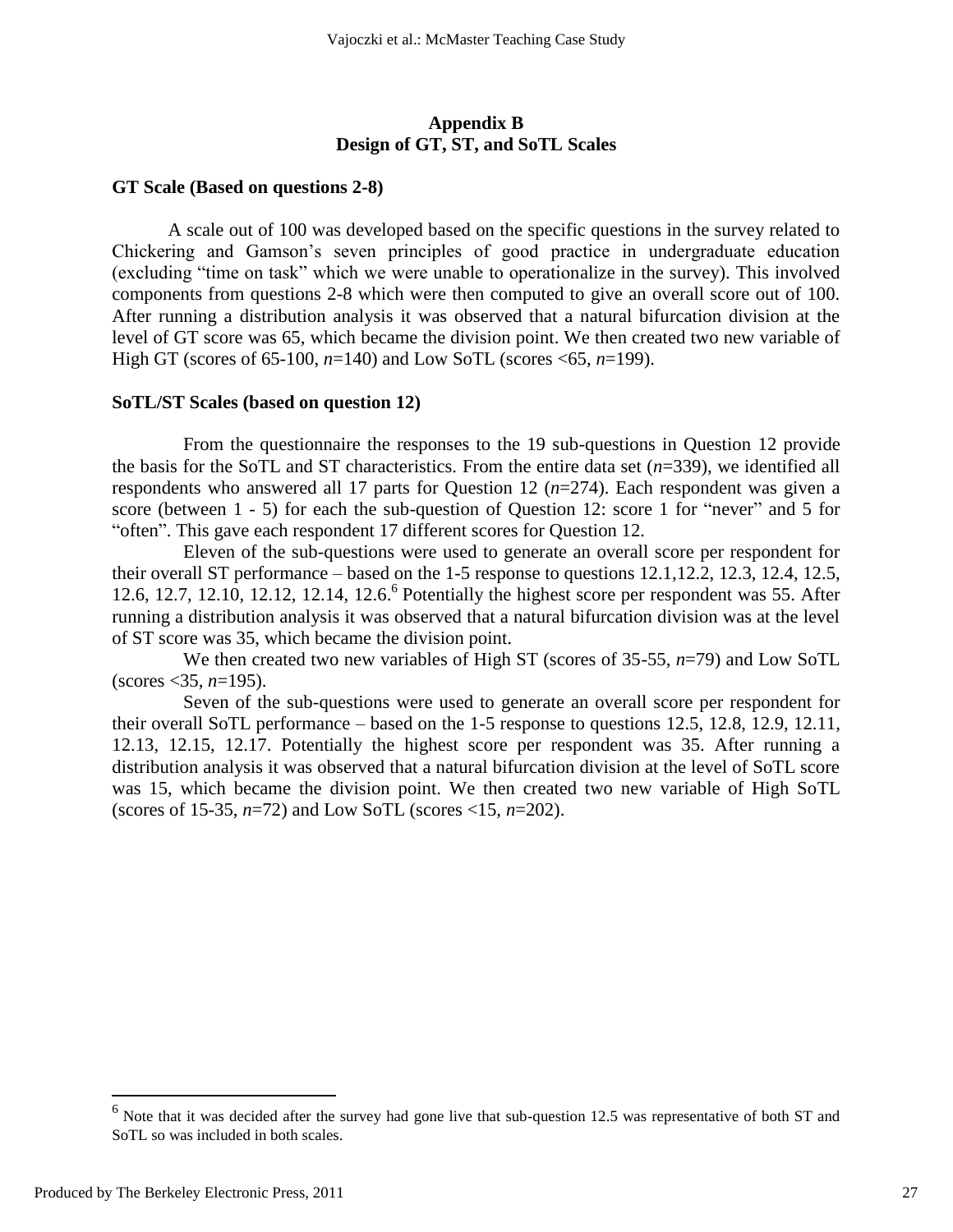# Appendix B
## Design of GT, ST, and SoTL Scales

### GT Scale (Based on questions 2-8)

A scale out of 100 was developed based on the specific questions in the survey related to Chickering and Gamson's seven principles of good practice in undergraduate education (excluding "time on task" which we were unable to operationalize in the survey). This involved components from questions 2-8 which were then computed to give an overall score out of 100. After running a distribution analysis it was observed that a natural bifurcation division at the level of GT score was 65, which became the division point. We then created two new variable of High GT (scores of 65-100, *n*=140) and Low SoTL (scores <65, *n*=199).

### SoTL/ST Scales (based on question 12)

From the questionnaire the responses to the 19 sub-questions in Question 12 provide the basis for the SoTL and ST characteristics. From the entire data set (*n*=339), we identified all respondents who answered all 17 parts for Question 12 (*n*=274). Each respondent was given a score (between 1 - 5) for each the sub-question of Question 12: score 1 for "never" and 5 for "often". This gave each respondent 17 different scores for Question 12.

Eleven of the sub-questions were used to generate an overall score per respondent for their overall ST performance – based on the 1-5 response to questions 12.1,12.2, 12.3, 12.4, 12.5, 12.6, 12.7, 12.10, 12.12, 12.14, 12.6.[6] Potentially the highest score per respondent was 55. After running a distribution analysis it was observed that a natural bifurcation division was at the level of ST score was 35, which became the division point.

We then created two new variables of High ST (scores of 35-55, *n*=79) and Low SoTL (scores <35, *n*=195).

Seven of the sub-questions were used to generate an overall score per respondent for their overall SoTL performance – based on the 1-5 response to questions 12.5, 12.8, 12.9, 12.11, 12.13, 12.15, 12.17. Potentially the highest score per respondent was 35. After running a distribution analysis it was observed that a natural bifurcation division at the level of SoTL score was 15, which became the division point. We then created two new variable of High SoTL (scores of 15-35, *n*=72) and Low SoTL (scores <15, *n*=202).

---

[6] Note that it was decided after the survey had gone live that sub-question 12.5 was representative of both ST and SoTL so was included in both scales.